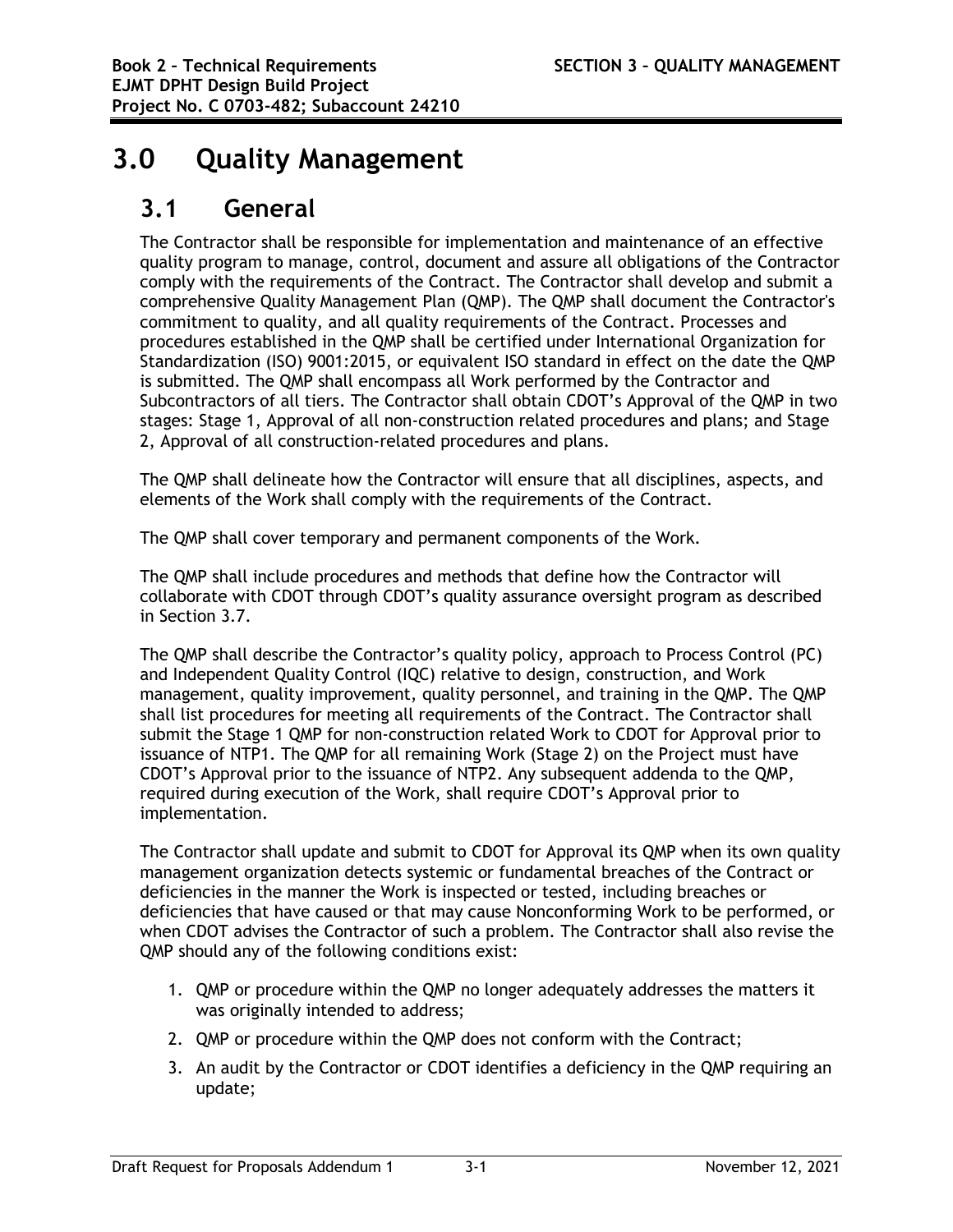# 3.0 Quality Management

## 3.1 General

The Contractor shall be responsible for implementation and maintenance of an effective quality program to manage, control, document and assure all obligations of the Contractor comply with the requirements of the Contract. The Contractor shall develop and submit a comprehensive Quality Management Plan (QMP). The QMP shall document the Contractor's commitment to quality, and all quality requirements of the Contract. Processes and procedures established in the QMP shall be certified under International Organization for Standardization (ISO) 9001:2015, or equivalent ISO standard in effect on the date the QMP is submitted. The QMP shall encompass all Work performed by the Contractor and Subcontractors of all tiers. The Contractor shall obtain CDOT's Approval of the QMP in two stages: Stage 1, Approval of all non-construction related procedures and plans; and Stage 2, Approval of all construction-related procedures and plans.

The QMP shall delineate how the Contractor will ensure that all disciplines, aspects, and elements of the Work shall comply with the requirements of the Contract.

The QMP shall cover temporary and permanent components of the Work.

The QMP shall include procedures and methods that define how the Contractor will collaborate with CDOT through CDOT's quality assurance oversight program as described in Section 3.7.

The QMP shall describe the Contractor's quality policy, approach to Process Control (PC) and Independent Quality Control (IQC) relative to design, construction, and Work management, quality improvement, quality personnel, and training in the QMP. The QMP shall list procedures for meeting all requirements of the Contract. The Contractor shall submit the Stage 1 QMP for non-construction related Work to CDOT for Approval prior to issuance of NTP1. The QMP for all remaining Work (Stage 2) on the Project must have CDOT's Approval prior to the issuance of NTP2. Any subsequent addenda to the QMP, required during execution of the Work, shall require CDOT's Approval prior to implementation.

The Contractor shall update and submit to CDOT for Approval its QMP when its own quality management organization detects systemic or fundamental breaches of the Contract or deficiencies in the manner the Work is inspected or tested, including breaches or deficiencies that have caused or that may cause Nonconforming Work to be performed, or when CDOT advises the Contractor of such a problem. The Contractor shall also revise the QMP should any of the following conditions exist:

1. QMP or procedure within the QMP no longer adequately addresses the matters it was originally intended to address;
2. QMP or procedure within the QMP does not conform with the Contract;
3. An audit by the Contractor or CDOT identifies a deficiency in the QMP requiring an update;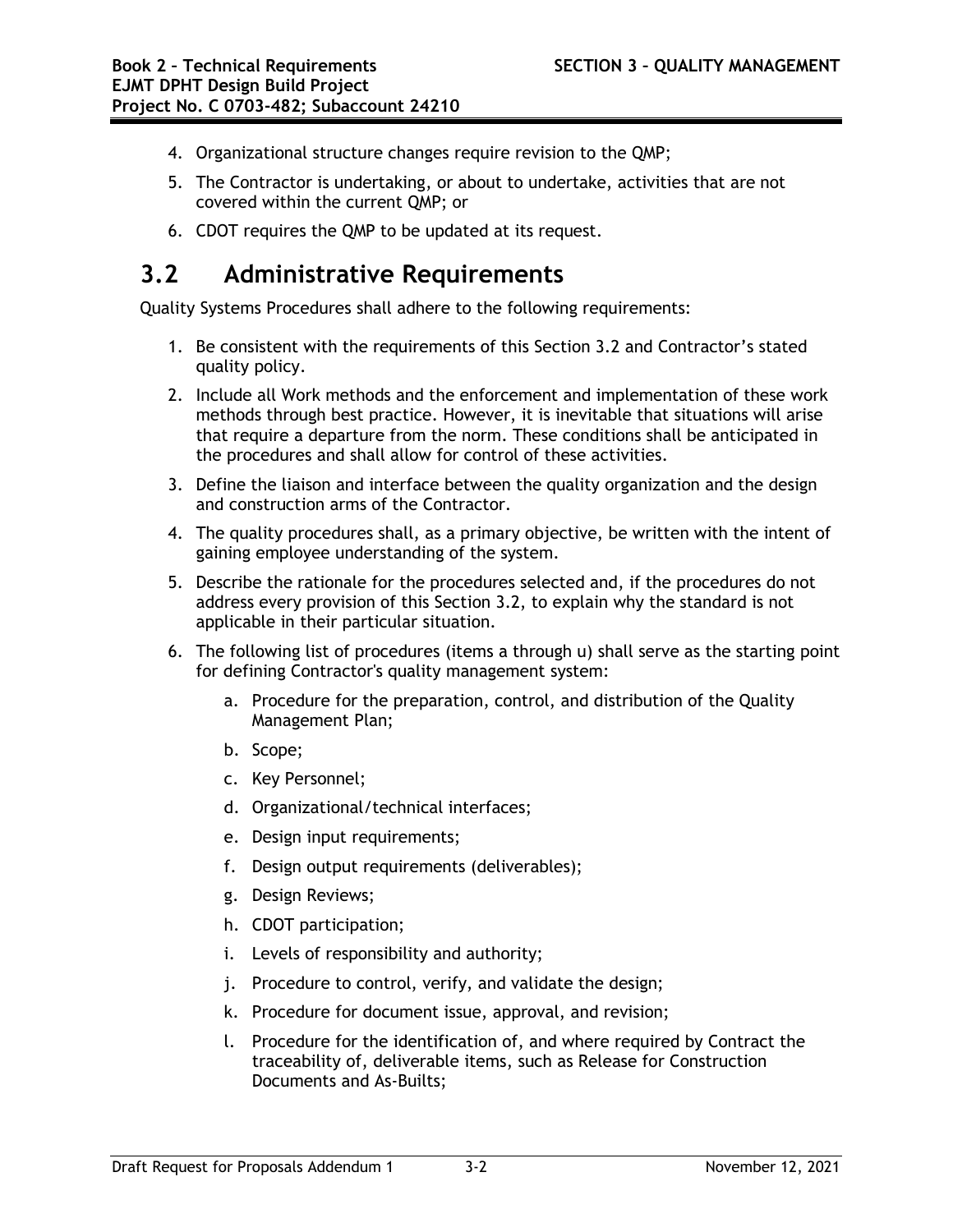4. Organizational structure changes require revision to the QMP;
5. The Contractor is undertaking, or about to undertake, activities that are not covered within the current QMP; or
6. CDOT requires the QMP to be updated at its request.

## 3.2 Administrative Requirements

Quality Systems Procedures shall adhere to the following requirements:

1. Be consistent with the requirements of this Section 3.2 and Contractor's stated quality policy.
2. Include all Work methods and the enforcement and implementation of these work methods through best practice. However, it is inevitable that situations will arise that require a departure from the norm. These conditions shall be anticipated in the procedures and shall allow for control of these activities.
3. Define the liaison and interface between the quality organization and the design and construction arms of the Contractor.
4. The quality procedures shall, as a primary objective, be written with the intent of gaining employee understanding of the system.
5. Describe the rationale for the procedures selected and, if the procedures do not address every provision of this Section 3.2, to explain why the standard is not applicable in their particular situation.
6. The following list of procedures (items a through u) shall serve as the starting point for defining Contractor's quality management system:
    a. Procedure for the preparation, control, and distribution of the Quality Management Plan;
    b. Scope;
    c. Key Personnel;
    d. Organizational/technical interfaces;
    e. Design input requirements;
    f. Design output requirements (deliverables);
    g. Design Reviews;
    h. CDOT participation;
    i. Levels of responsibility and authority;
    j. Procedure to control, verify, and validate the design;
    k. Procedure for document issue, approval, and revision;
    l. Procedure for the identification of, and where required by Contract the traceability of, deliverable items, such as Release for Construction Documents and As-Builts;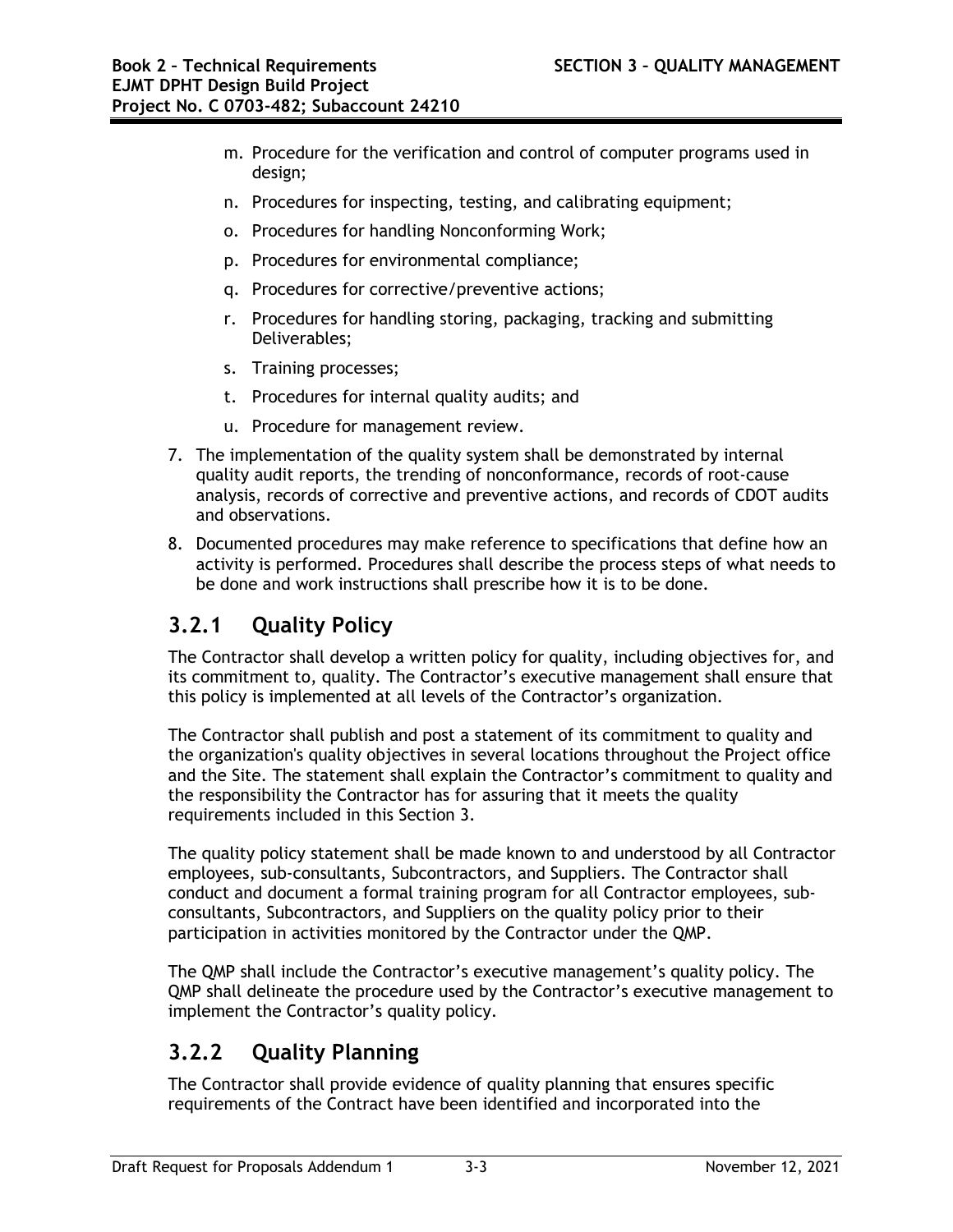m. Procedure for the verification and control of computer programs used in design;

n. Procedures for inspecting, testing, and calibrating equipment;

o. Procedures for handling Nonconforming Work;

p. Procedures for environmental compliance;

q. Procedures for corrective/preventive actions;

r. Procedures for handling storing, packaging, tracking and submitting Deliverables;

s. Training processes;

t. Procedures for internal quality audits; and

u. Procedure for management review.

7. The implementation of the quality system shall be demonstrated by internal quality audit reports, the trending of nonconformance, records of root-cause analysis, records of corrective and preventive actions, and records of CDOT audits and observations.

8. Documented procedures may make reference to specifications that define how an activity is performed. Procedures shall describe the process steps of what needs to be done and work instructions shall prescribe how it is to be done.

## 3.2.1 Quality Policy

The Contractor shall develop a written policy for quality, including objectives for, and its commitment to, quality. The Contractor's executive management shall ensure that this policy is implemented at all levels of the Contractor's organization.

The Contractor shall publish and post a statement of its commitment to quality and the organization's quality objectives in several locations throughout the Project office and the Site. The statement shall explain the Contractor's commitment to quality and the responsibility the Contractor has for assuring that it meets the quality requirements included in this Section 3.

The quality policy statement shall be made known to and understood by all Contractor employees, sub-consultants, Subcontractors, and Suppliers. The Contractor shall conduct and document a formal training program for all Contractor employees, sub-consultants, Subcontractors, and Suppliers on the quality policy prior to their participation in activities monitored by the Contractor under the QMP.

The QMP shall include the Contractor's executive management's quality policy. The QMP shall delineate the procedure used by the Contractor's executive management to implement the Contractor's quality policy.

## 3.2.2 Quality Planning

The Contractor shall provide evidence of quality planning that ensures specific requirements of the Contract have been identified and incorporated into the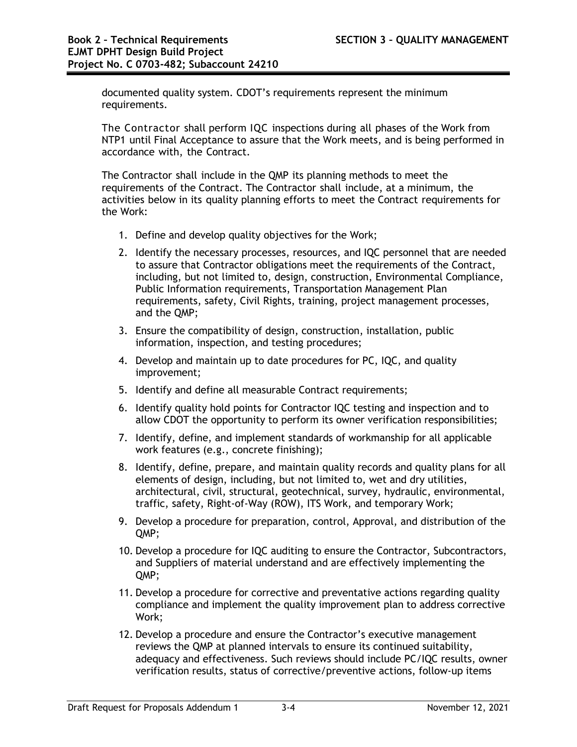documented quality system. CDOT's requirements represent the minimum requirements.

The Contractor shall perform IQC inspections during all phases of the Work from NTP1 until Final Acceptance to assure that the Work meets, and is being performed in accordance with, the Contract.

The Contractor shall include in the QMP its planning methods to meet the requirements of the Contract. The Contractor shall include, at a minimum, the activities below in its quality planning efforts to meet the Contract requirements for the Work:

1. Define and develop quality objectives for the Work;
2. Identify the necessary processes, resources, and IQC personnel that are needed to assure that Contractor obligations meet the requirements of the Contract, including, but not limited to, design, construction, Environmental Compliance, Public Information requirements, Transportation Management Plan requirements, safety, Civil Rights, training, project management processes, and the QMP;
3. Ensure the compatibility of design, construction, installation, public information, inspection, and testing procedures;
4. Develop and maintain up to date procedures for PC, IQC, and quality improvement;
5. Identify and define all measurable Contract requirements;
6. Identify quality hold points for Contractor IQC testing and inspection and to allow CDOT the opportunity to perform its owner verification responsibilities;
7. Identify, define, and implement standards of workmanship for all applicable work features (e.g., concrete finishing);
8. Identify, define, prepare, and maintain quality records and quality plans for all elements of design, including, but not limited to, wet and dry utilities, architectural, civil, structural, geotechnical, survey, hydraulic, environmental, traffic, safety, Right-of-Way (ROW), ITS Work, and temporary Work;
9. Develop a procedure for preparation, control, Approval, and distribution of the QMP;
10. Develop a procedure for IQC auditing to ensure the Contractor, Subcontractors, and Suppliers of material understand and are effectively implementing the QMP;
11. Develop a procedure for corrective and preventative actions regarding quality compliance and implement the quality improvement plan to address corrective Work;
12. Develop a procedure and ensure the Contractor's executive management reviews the QMP at planned intervals to ensure its continued suitability, adequacy and effectiveness. Such reviews should include PC/IQC results, owner verification results, status of corrective/preventive actions, follow-up items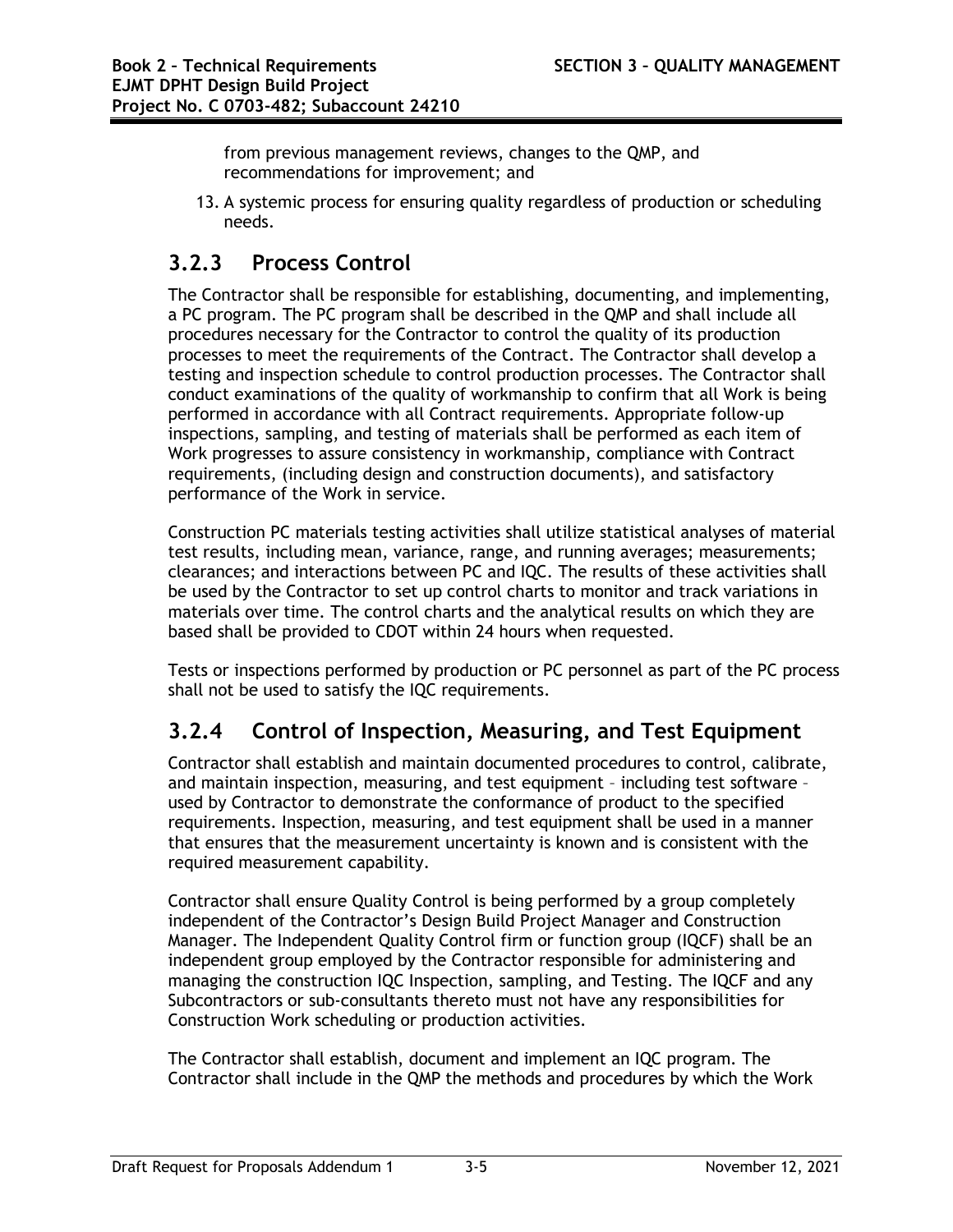from previous management reviews, changes to the QMP, and recommendations for improvement; and

13. A systemic process for ensuring quality regardless of production or scheduling needs.

## 3.2.3 Process Control

The Contractor shall be responsible for establishing, documenting, and implementing, a PC program. The PC program shall be described in the QMP and shall include all procedures necessary for the Contractor to control the quality of its production processes to meet the requirements of the Contract. The Contractor shall develop a testing and inspection schedule to control production processes. The Contractor shall conduct examinations of the quality of workmanship to confirm that all Work is being performed in accordance with all Contract requirements. Appropriate follow-up inspections, sampling, and testing of materials shall be performed as each item of Work progresses to assure consistency in workmanship, compliance with Contract requirements, (including design and construction documents), and satisfactory performance of the Work in service.

Construction PC materials testing activities shall utilize statistical analyses of material test results, including mean, variance, range, and running averages; measurements; clearances; and interactions between PC and IQC. The results of these activities shall be used by the Contractor to set up control charts to monitor and track variations in materials over time. The control charts and the analytical results on which they are based shall be provided to CDOT within 24 hours when requested.

Tests or inspections performed by production or PC personnel as part of the PC process shall not be used to satisfy the IQC requirements.

## 3.2.4 Control of Inspection, Measuring, and Test Equipment

Contractor shall establish and maintain documented procedures to control, calibrate, and maintain inspection, measuring, and test equipment – including test software – used by Contractor to demonstrate the conformance of product to the specified requirements. Inspection, measuring, and test equipment shall be used in a manner that ensures that the measurement uncertainty is known and is consistent with the required measurement capability.

Contractor shall ensure Quality Control is being performed by a group completely independent of the Contractor's Design Build Project Manager and Construction Manager. The Independent Quality Control firm or function group (IQCF) shall be an independent group employed by the Contractor responsible for administering and managing the construction IQC Inspection, sampling, and Testing. The IQCF and any Subcontractors or sub-consultants thereto must not have any responsibilities for Construction Work scheduling or production activities.

The Contractor shall establish, document and implement an IQC program. The Contractor shall include in the QMP the methods and procedures by which the Work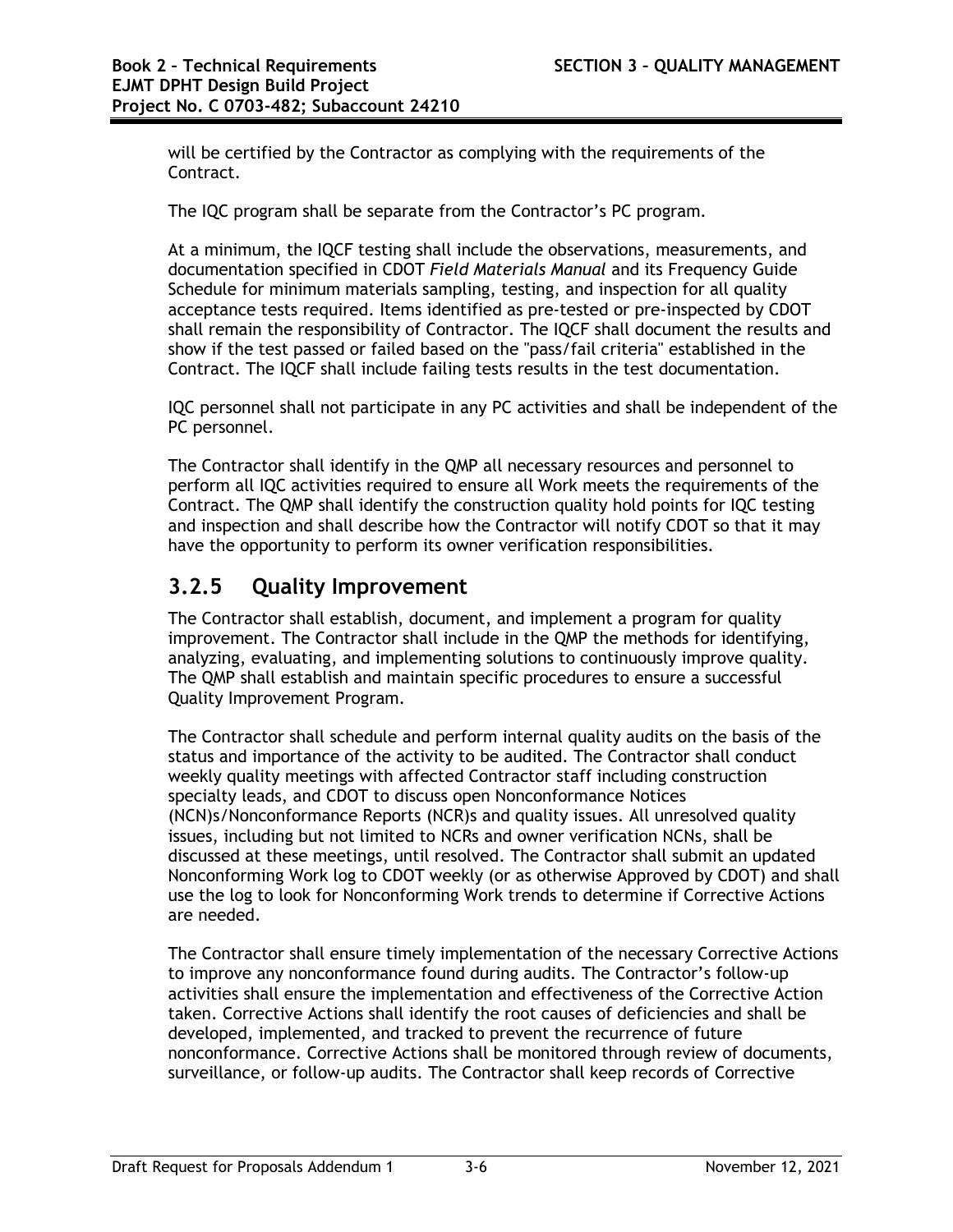will be certified by the Contractor as complying with the requirements of the Contract.

The IQC program shall be separate from the Contractor's PC program.

At a minimum, the IQCF testing shall include the observations, measurements, and documentation specified in CDOT *Field Materials Manual* and its Frequency Guide Schedule for minimum materials sampling, testing, and inspection for all quality acceptance tests required. Items identified as pre-tested or pre-inspected by CDOT shall remain the responsibility of Contractor. The IQCF shall document the results and show if the test passed or failed based on the "pass/fail criteria" established in the Contract. The IQCF shall include failing tests results in the test documentation.

IQC personnel shall not participate in any PC activities and shall be independent of the PC personnel.

The Contractor shall identify in the QMP all necessary resources and personnel to perform all IQC activities required to ensure all Work meets the requirements of the Contract. The QMP shall identify the construction quality hold points for IQC testing and inspection and shall describe how the Contractor will notify CDOT so that it may have the opportunity to perform its owner verification responsibilities.

## 3.2.5 Quality Improvement

The Contractor shall establish, document, and implement a program for quality improvement. The Contractor shall include in the QMP the methods for identifying, analyzing, evaluating, and implementing solutions to continuously improve quality. The QMP shall establish and maintain specific procedures to ensure a successful Quality Improvement Program.

The Contractor shall schedule and perform internal quality audits on the basis of the status and importance of the activity to be audited. The Contractor shall conduct weekly quality meetings with affected Contractor staff including construction specialty leads, and CDOT to discuss open Nonconformance Notices (NCN)s/Nonconformance Reports (NCR)s and quality issues. All unresolved quality issues, including but not limited to NCRs and owner verification NCNs, shall be discussed at these meetings, until resolved. The Contractor shall submit an updated Nonconforming Work log to CDOT weekly (or as otherwise Approved by CDOT) and shall use the log to look for Nonconforming Work trends to determine if Corrective Actions are needed.

The Contractor shall ensure timely implementation of the necessary Corrective Actions to improve any nonconformance found during audits. The Contractor's follow-up activities shall ensure the implementation and effectiveness of the Corrective Action taken. Corrective Actions shall identify the root causes of deficiencies and shall be developed, implemented, and tracked to prevent the recurrence of future nonconformance. Corrective Actions shall be monitored through review of documents, surveillance, or follow-up audits. The Contractor shall keep records of Corrective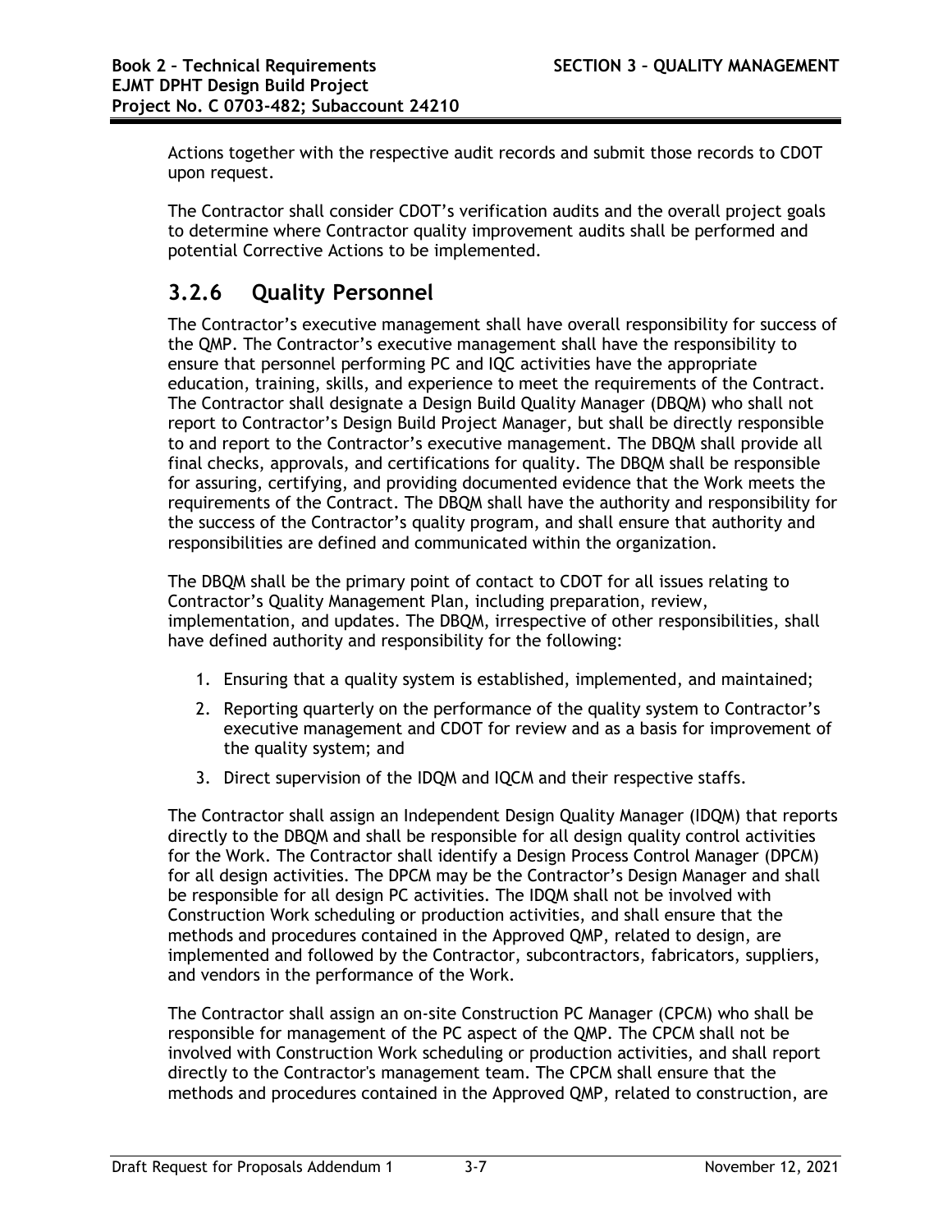Actions together with the respective audit records and submit those records to CDOT upon request.

The Contractor shall consider CDOT's verification audits and the overall project goals to determine where Contractor quality improvement audits shall be performed and potential Corrective Actions to be implemented.

### 3.2.6 Quality Personnel

The Contractor's executive management shall have overall responsibility for success of the QMP. The Contractor's executive management shall have the responsibility to ensure that personnel performing PC and IQC activities have the appropriate education, training, skills, and experience to meet the requirements of the Contract. The Contractor shall designate a Design Build Quality Manager (DBQM) who shall not report to Contractor's Design Build Project Manager, but shall be directly responsible to and report to the Contractor's executive management. The DBQM shall provide all final checks, approvals, and certifications for quality. The DBQM shall be responsible for assuring, certifying, and providing documented evidence that the Work meets the requirements of the Contract. The DBQM shall have the authority and responsibility for the success of the Contractor's quality program, and shall ensure that authority and responsibilities are defined and communicated within the organization.

The DBQM shall be the primary point of contact to CDOT for all issues relating to Contractor's Quality Management Plan, including preparation, review, implementation, and updates. The DBQM, irrespective of other responsibilities, shall have defined authority and responsibility for the following:

1. Ensuring that a quality system is established, implemented, and maintained;
2. Reporting quarterly on the performance of the quality system to Contractor's executive management and CDOT for review and as a basis for improvement of the quality system; and
3. Direct supervision of the IDQM and IQCM and their respective staffs.

The Contractor shall assign an Independent Design Quality Manager (IDQM) that reports directly to the DBQM and shall be responsible for all design quality control activities for the Work. The Contractor shall identify a Design Process Control Manager (DPCM) for all design activities. The DPCM may be the Contractor's Design Manager and shall be responsible for all design PC activities. The IDQM shall not be involved with Construction Work scheduling or production activities, and shall ensure that the methods and procedures contained in the Approved QMP, related to design, are implemented and followed by the Contractor, subcontractors, fabricators, suppliers, and vendors in the performance of the Work.

The Contractor shall assign an on-site Construction PC Manager (CPCM) who shall be responsible for management of the PC aspect of the QMP. The CPCM shall not be involved with Construction Work scheduling or production activities, and shall report directly to the Contractor's management team. The CPCM shall ensure that the methods and procedures contained in the Approved QMP, related to construction, are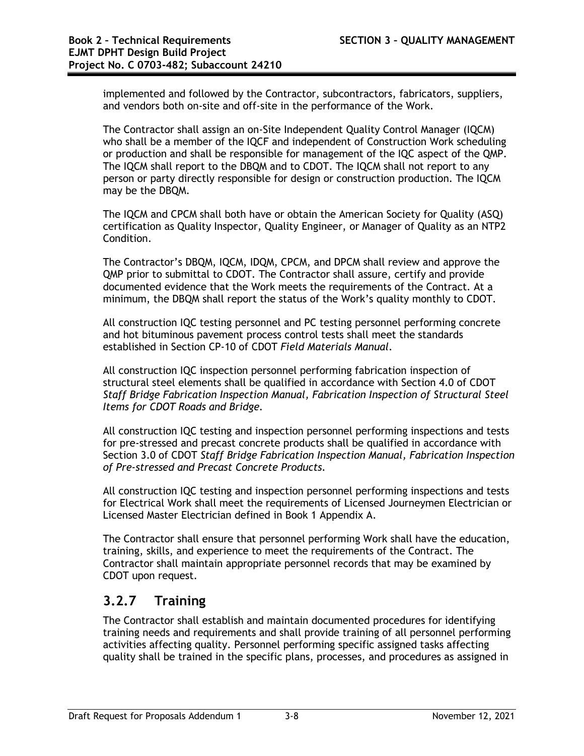implemented and followed by the Contractor, subcontractors, fabricators, suppliers, and vendors both on-site and off-site in the performance of the Work.

The Contractor shall assign an on-Site Independent Quality Control Manager (IQCM) who shall be a member of the IQCF and independent of Construction Work scheduling or production and shall be responsible for management of the IQC aspect of the QMP. The IQCM shall report to the DBQM and to CDOT. The IQCM shall not report to any person or party directly responsible for design or construction production. The IQCM may be the DBQM.

The IQCM and CPCM shall both have or obtain the American Society for Quality (ASQ) certification as Quality Inspector, Quality Engineer, or Manager of Quality as an NTP2 Condition.

The Contractor's DBQM, IQCM, IDQM, CPCM, and DPCM shall review and approve the QMP prior to submittal to CDOT. The Contractor shall assure, certify and provide documented evidence that the Work meets the requirements of the Contract. At a minimum, the DBQM shall report the status of the Work's quality monthly to CDOT.

All construction IQC testing personnel and PC testing personnel performing concrete and hot bituminous pavement process control tests shall meet the standards established in Section CP-10 of CDOT *Field Materials Manual*.

All construction IQC inspection personnel performing fabrication inspection of structural steel elements shall be qualified in accordance with Section 4.0 of CDOT *Staff Bridge Fabrication Inspection Manual, Fabrication Inspection of Structural Steel Items for CDOT Roads and Bridge*.

All construction IQC testing and inspection personnel performing inspections and tests for pre-stressed and precast concrete products shall be qualified in accordance with Section 3.0 of CDOT *Staff Bridge Fabrication Inspection Manual, Fabrication Inspection of Pre-stressed and Precast Concrete Products*.

All construction IQC testing and inspection personnel performing inspections and tests for Electrical Work shall meet the requirements of Licensed Journeymen Electrician or Licensed Master Electrician defined in Book 1 Appendix A.

The Contractor shall ensure that personnel performing Work shall have the education, training, skills, and experience to meet the requirements of the Contract. The Contractor shall maintain appropriate personnel records that may be examined by CDOT upon request.

## 3.2.7 Training

The Contractor shall establish and maintain documented procedures for identifying training needs and requirements and shall provide training of all personnel performing activities affecting quality. Personnel performing specific assigned tasks affecting quality shall be trained in the specific plans, processes, and procedures as assigned in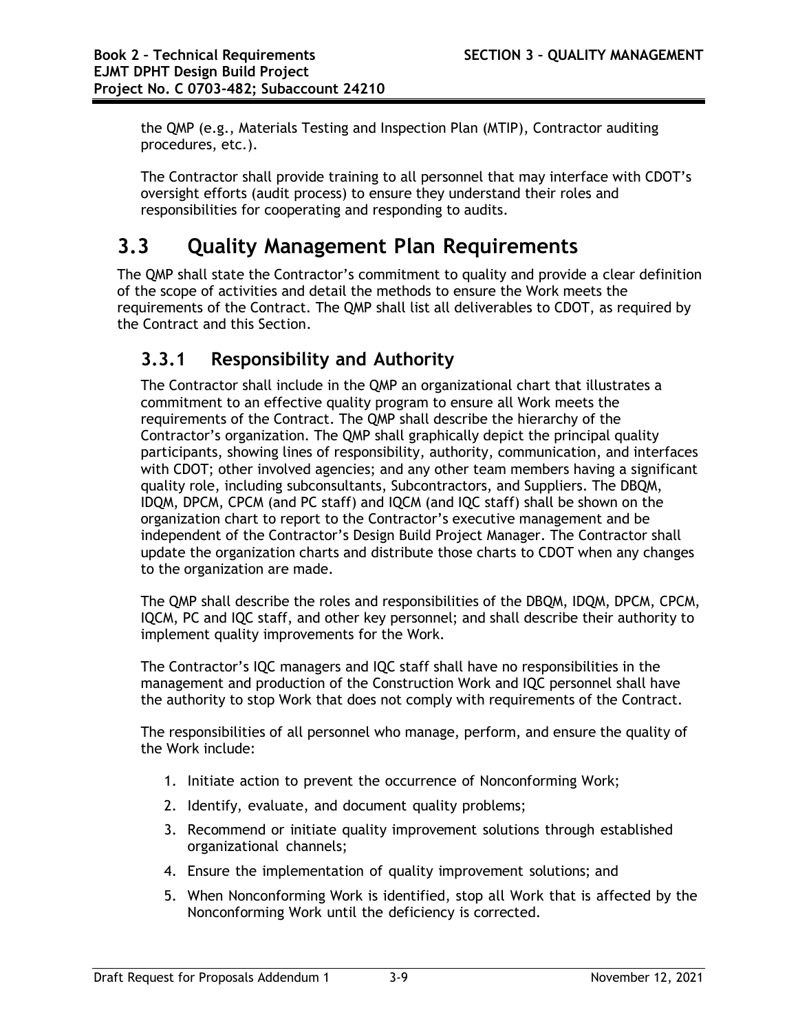the QMP (e.g., Materials Testing and Inspection Plan (MTIP), Contractor auditing procedures, etc.).

The Contractor shall provide training to all personnel that may interface with CDOT's oversight efforts (audit process) to ensure they understand their roles and responsibilities for cooperating and responding to audits.

# 3.3 Quality Management Plan Requirements

The QMP shall state the Contractor's commitment to quality and provide a clear definition of the scope of activities and detail the methods to ensure the Work meets the requirements of the Contract. The QMP shall list all deliverables to CDOT, as required by the Contract and this Section.

## 3.3.1 Responsibility and Authority

The Contractor shall include in the QMP an organizational chart that illustrates a commitment to an effective quality program to ensure all Work meets the requirements of the Contract. The QMP shall describe the hierarchy of the Contractor's organization. The QMP shall graphically depict the principal quality participants, showing lines of responsibility, authority, communication, and interfaces with CDOT; other involved agencies; and any other team members having a significant quality role, including subconsultants, Subcontractors, and Suppliers. The DBQM, IDQM, DPCM, CPCM (and PC staff) and IQCM (and IQC staff) shall be shown on the organization chart to report to the Contractor's executive management and be independent of the Contractor's Design Build Project Manager. The Contractor shall update the organization charts and distribute those charts to CDOT when any changes to the organization are made.

The QMP shall describe the roles and responsibilities of the DBQM, IDQM, DPCM, CPCM, IQCM, PC and IQC staff, and other key personnel; and shall describe their authority to implement quality improvements for the Work.

The Contractor's IQC managers and IQC staff shall have no responsibilities in the management and production of the Construction Work and IQC personnel shall have the authority to stop Work that does not comply with requirements of the Contract.

The responsibilities of all personnel who manage, perform, and ensure the quality of the Work include:

1. Initiate action to prevent the occurrence of Nonconforming Work;
2. Identify, evaluate, and document quality problems;
3. Recommend or initiate quality improvement solutions through established organizational channels;
4. Ensure the implementation of quality improvement solutions; and
5. When Nonconforming Work is identified, stop all Work that is affected by the Nonconforming Work until the deficiency is corrected.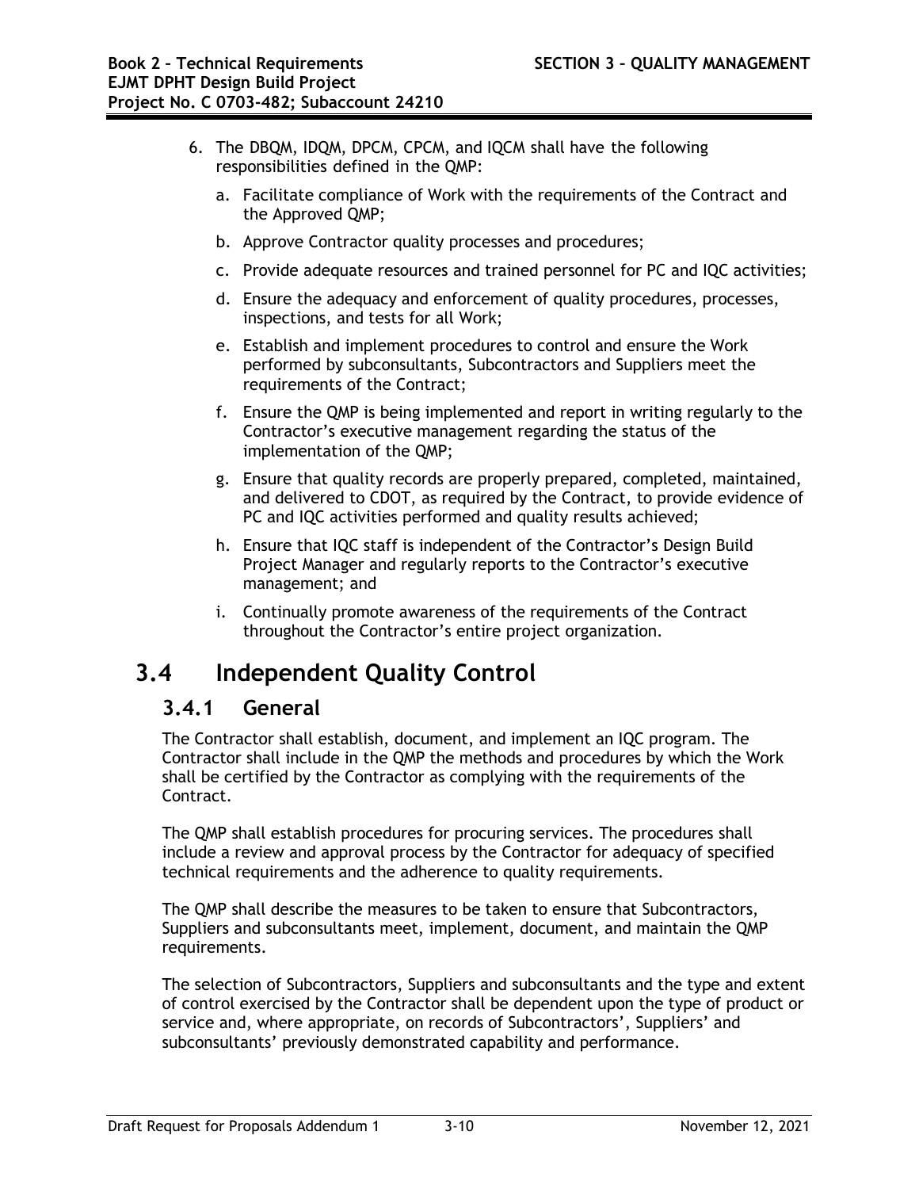6. The DBQM, IDQM, DPCM, CPCM, and IQCM shall have the following responsibilities defined in the QMP:

   a. Facilitate compliance of Work with the requirements of the Contract and the Approved QMP;

   b. Approve Contractor quality processes and procedures;

   c. Provide adequate resources and trained personnel for PC and IQC activities;

   d. Ensure the adequacy and enforcement of quality procedures, processes, inspections, and tests for all Work;

   e. Establish and implement procedures to control and ensure the Work performed by subconsultants, Subcontractors and Suppliers meet the requirements of the Contract;

   f. Ensure the QMP is being implemented and report in writing regularly to the Contractor's executive management regarding the status of the implementation of the QMP;

   g. Ensure that quality records are properly prepared, completed, maintained, and delivered to CDOT, as required by the Contract, to provide evidence of PC and IQC activities performed and quality results achieved;

   h. Ensure that IQC staff is independent of the Contractor's Design Build Project Manager and regularly reports to the Contractor's executive management; and

   i. Continually promote awareness of the requirements of the Contract throughout the Contractor's entire project organization.

# 3.4 Independent Quality Control

## 3.4.1 General

The Contractor shall establish, document, and implement an IQC program. The Contractor shall include in the QMP the methods and procedures by which the Work shall be certified by the Contractor as complying with the requirements of the Contract.

The QMP shall establish procedures for procuring services. The procedures shall include a review and approval process by the Contractor for adequacy of specified technical requirements and the adherence to quality requirements.

The QMP shall describe the measures to be taken to ensure that Subcontractors, Suppliers and subconsultants meet, implement, document, and maintain the QMP requirements.

The selection of Subcontractors, Suppliers and subconsultants and the type and extent of control exercised by the Contractor shall be dependent upon the type of product or service and, where appropriate, on records of Subcontractors', Suppliers' and subconsultants' previously demonstrated capability and performance.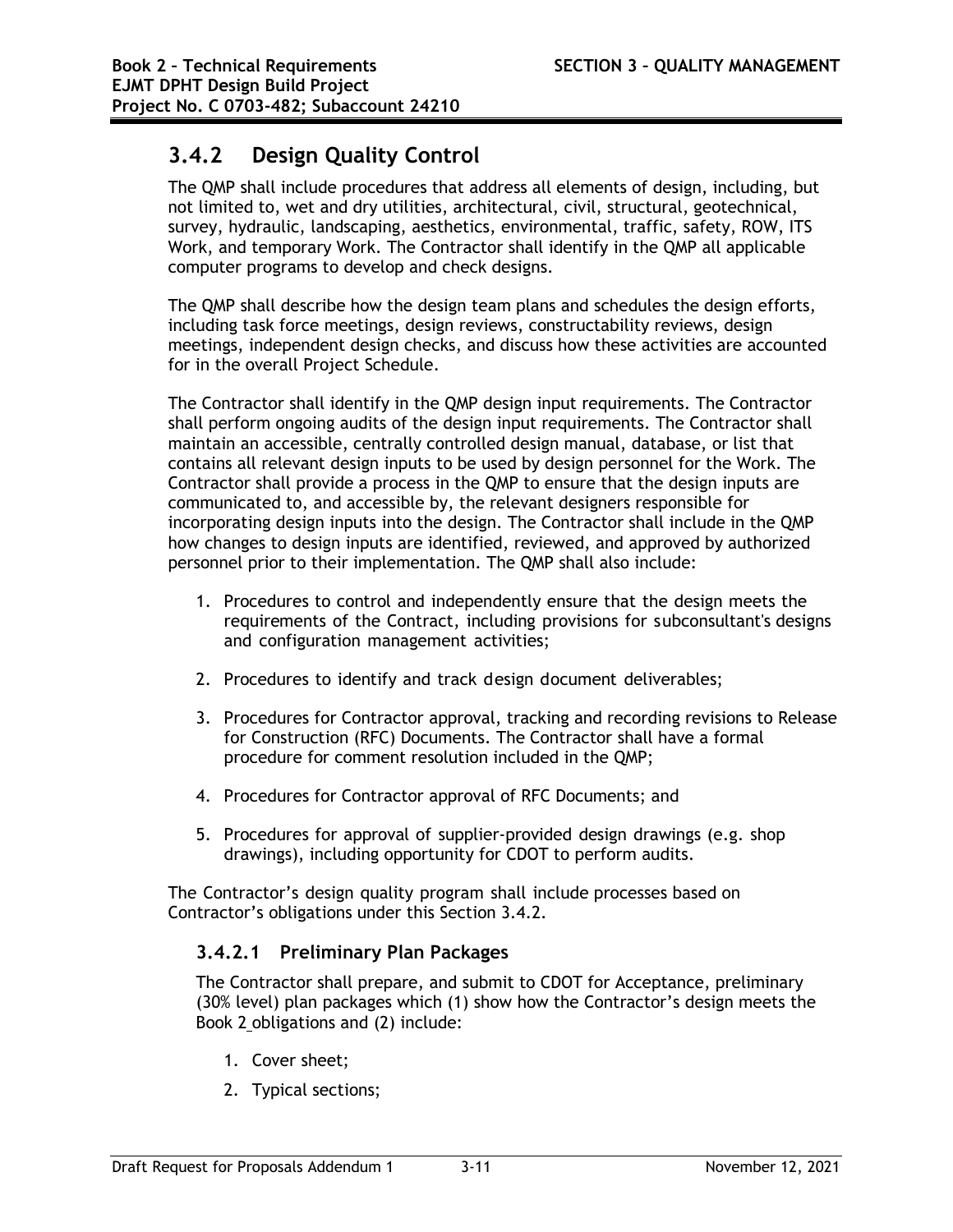## 3.4.2 Design Quality Control

The QMP shall include procedures that address all elements of design, including, but not limited to, wet and dry utilities, architectural, civil, structural, geotechnical, survey, hydraulic, landscaping, aesthetics, environmental, traffic, safety, ROW, ITS Work, and temporary Work. The Contractor shall identify in the QMP all applicable computer programs to develop and check designs.

The QMP shall describe how the design team plans and schedules the design efforts, including task force meetings, design reviews, constructability reviews, design meetings, independent design checks, and discuss how these activities are accounted for in the overall Project Schedule.

The Contractor shall identify in the QMP design input requirements. The Contractor shall perform ongoing audits of the design input requirements. The Contractor shall maintain an accessible, centrally controlled design manual, database, or list that contains all relevant design inputs to be used by design personnel for the Work. The Contractor shall provide a process in the QMP to ensure that the design inputs are communicated to, and accessible by, the relevant designers responsible for incorporating design inputs into the design. The Contractor shall include in the QMP how changes to design inputs are identified, reviewed, and approved by authorized personnel prior to their implementation. The QMP shall also include:

1. Procedures to control and independently ensure that the design meets the requirements of the Contract, including provisions for subconsultant's designs and configuration management activities;
2. Procedures to identify and track design document deliverables;
3. Procedures for Contractor approval, tracking and recording revisions to Release for Construction (RFC) Documents. The Contractor shall have a formal procedure for comment resolution included in the QMP;
4. Procedures for Contractor approval of RFC Documents; and
5. Procedures for approval of supplier-provided design drawings (e.g. shop drawings), including opportunity for CDOT to perform audits.

The Contractor's design quality program shall include processes based on Contractor's obligations under this Section 3.4.2.

### 3.4.2.1 Preliminary Plan Packages

The Contractor shall prepare, and submit to CDOT for Acceptance, preliminary (30% level) plan packages which (1) show how the Contractor's design meets the Book 2 obligations and (2) include:

1. Cover sheet;
2. Typical sections;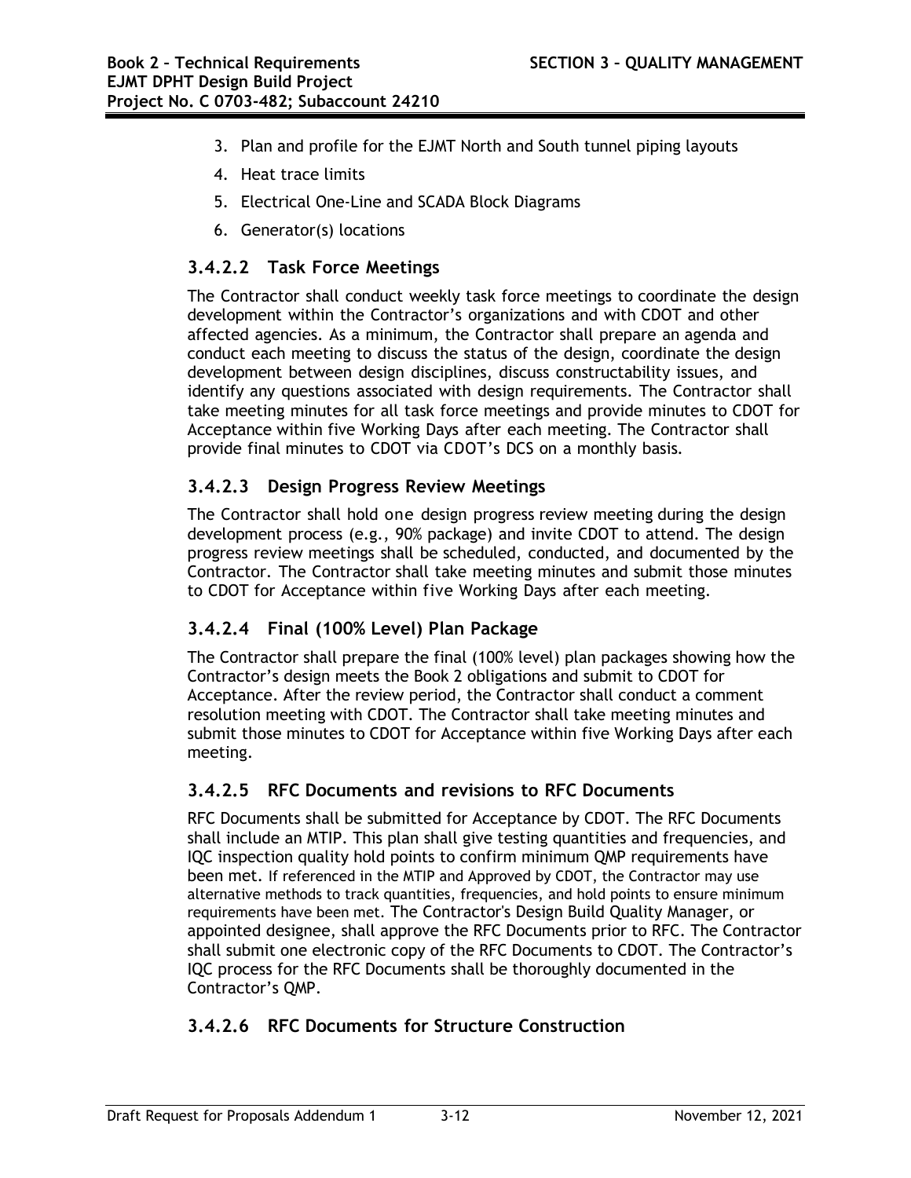3. Plan and profile for the EJMT North and South tunnel piping layouts
4. Heat trace limits
5. Electrical One-Line and SCADA Block Diagrams
6. Generator(s) locations

### 3.4.2.2 Task Force Meetings

The Contractor shall conduct weekly task force meetings to coordinate the design development within the Contractor's organizations and with CDOT and other affected agencies. As a minimum, the Contractor shall prepare an agenda and conduct each meeting to discuss the status of the design, coordinate the design development between design disciplines, discuss constructability issues, and identify any questions associated with design requirements. The Contractor shall take meeting minutes for all task force meetings and provide minutes to CDOT for Acceptance within five Working Days after each meeting. The Contractor shall provide final minutes to CDOT via CDOT's DCS on a monthly basis.

### 3.4.2.3 Design Progress Review Meetings

The Contractor shall hold one design progress review meeting during the design development process (e.g., 90% package) and invite CDOT to attend. The design progress review meetings shall be scheduled, conducted, and documented by the Contractor. The Contractor shall take meeting minutes and submit those minutes to CDOT for Acceptance within five Working Days after each meeting.

### 3.4.2.4 Final (100% Level) Plan Package

The Contractor shall prepare the final (100% level) plan packages showing how the Contractor's design meets the Book 2 obligations and submit to CDOT for Acceptance. After the review period, the Contractor shall conduct a comment resolution meeting with CDOT. The Contractor shall take meeting minutes and submit those minutes to CDOT for Acceptance within five Working Days after each meeting.

### 3.4.2.5 RFC Documents and revisions to RFC Documents

RFC Documents shall be submitted for Acceptance by CDOT. The RFC Documents shall include an MTIP. This plan shall give testing quantities and frequencies, and IQC inspection quality hold points to confirm minimum QMP requirements have been met. If referenced in the MTIP and Approved by CDOT, the Contractor may use alternative methods to track quantities, frequencies, and hold points to ensure minimum requirements have been met. The Contractor's Design Build Quality Manager, or appointed designee, shall approve the RFC Documents prior to RFC. The Contractor shall submit one electronic copy of the RFC Documents to CDOT. The Contractor's IQC process for the RFC Documents shall be thoroughly documented in the Contractor's QMP.

### 3.4.2.6 RFC Documents for Structure Construction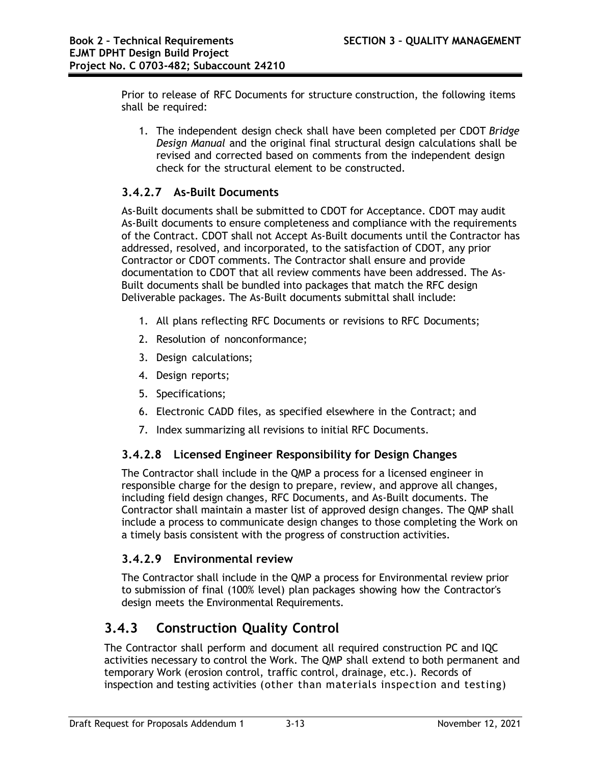Prior to release of RFC Documents for structure construction, the following items shall be required:

1. The independent design check shall have been completed per CDOT *Bridge Design Manual* and the original final structural design calculations shall be revised and corrected based on comments from the independent design check for the structural element to be constructed.

### 3.4.2.7 As-Built Documents

As-Built documents shall be submitted to CDOT for Acceptance. CDOT may audit As-Built documents to ensure completeness and compliance with the requirements of the Contract. CDOT shall not Accept As-Built documents until the Contractor has addressed, resolved, and incorporated, to the satisfaction of CDOT, any prior Contractor or CDOT comments. The Contractor shall ensure and provide documentation to CDOT that all review comments have been addressed. The As-Built documents shall be bundled into packages that match the RFC design Deliverable packages. The As-Built documents submittal shall include:

1. All plans reflecting RFC Documents or revisions to RFC Documents;
2. Resolution of nonconformance;
3. Design calculations;
4. Design reports;
5. Specifications;
6. Electronic CADD files, as specified elsewhere in the Contract; and
7. Index summarizing all revisions to initial RFC Documents.

### 3.4.2.8 Licensed Engineer Responsibility for Design Changes

The Contractor shall include in the QMP a process for a licensed engineer in responsible charge for the design to prepare, review, and approve all changes, including field design changes, RFC Documents, and As-Built documents. The Contractor shall maintain a master list of approved design changes. The QMP shall include a process to communicate design changes to those completing the Work on a timely basis consistent with the progress of construction activities.

### 3.4.2.9 Environmental review

The Contractor shall include in the QMP a process for Environmental review prior to submission of final (100% level) plan packages showing how the Contractor's design meets the Environmental Requirements.

## 3.4.3 Construction Quality Control

The Contractor shall perform and document all required construction PC and IQC activities necessary to control the Work. The QMP shall extend to both permanent and temporary Work (erosion control, traffic control, drainage, etc.). Records of inspection and testing activities (other than materials inspection and testing)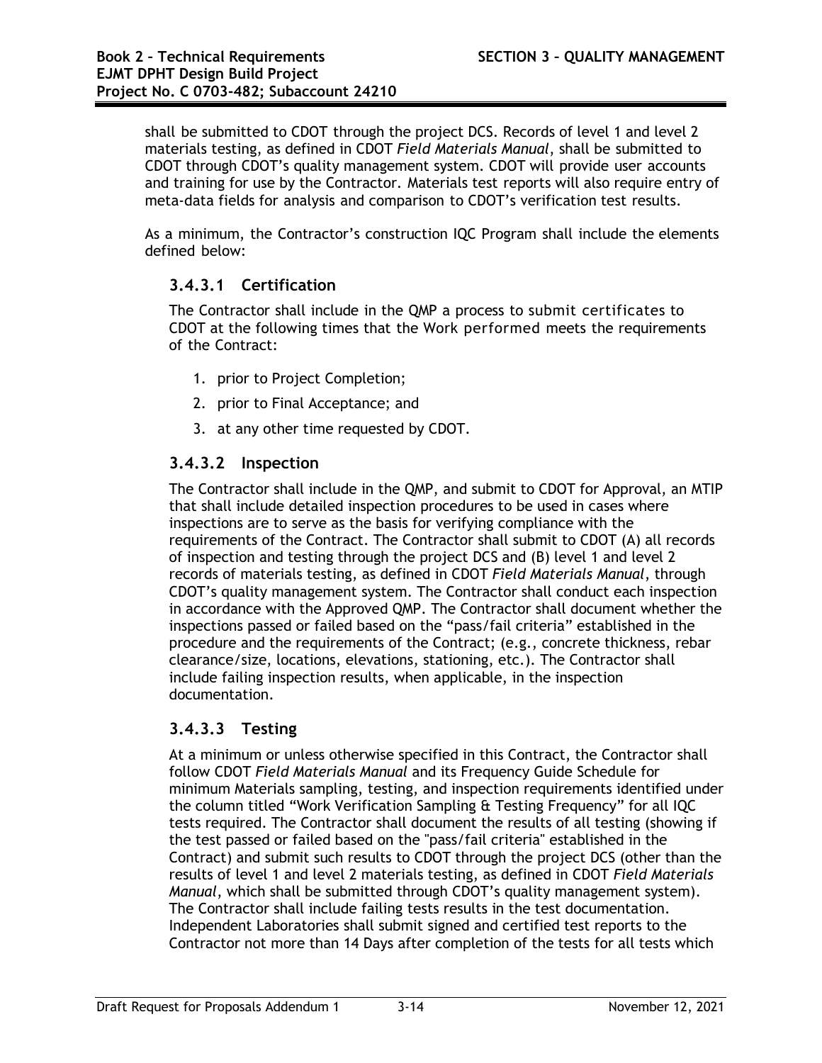shall be submitted to CDOT through the project DCS. Records of level 1 and level 2 materials testing, as defined in CDOT *Field Materials Manual*, shall be submitted to CDOT through CDOT's quality management system. CDOT will provide user accounts and training for use by the Contractor. Materials test reports will also require entry of meta-data fields for analysis and comparison to CDOT's verification test results.

As a minimum, the Contractor's construction IQC Program shall include the elements defined below:

### 3.4.3.1 Certification

The Contractor shall include in the QMP a process to submit certificates to CDOT at the following times that the Work performed meets the requirements of the Contract:

1. prior to Project Completion;
2. prior to Final Acceptance; and
3. at any other time requested by CDOT.

### 3.4.3.2 Inspection

The Contractor shall include in the QMP, and submit to CDOT for Approval, an MTIP that shall include detailed inspection procedures to be used in cases where inspections are to serve as the basis for verifying compliance with the requirements of the Contract. The Contractor shall submit to CDOT (A) all records of inspection and testing through the project DCS and (B) level 1 and level 2 records of materials testing, as defined in CDOT *Field Materials Manual*, through CDOT's quality management system. The Contractor shall conduct each inspection in accordance with the Approved QMP. The Contractor shall document whether the inspections passed or failed based on the "pass/fail criteria" established in the procedure and the requirements of the Contract; (e.g., concrete thickness, rebar clearance/size, locations, elevations, stationing, etc.). The Contractor shall include failing inspection results, when applicable, in the inspection documentation.

### 3.4.3.3 Testing

At a minimum or unless otherwise specified in this Contract, the Contractor shall follow CDOT *Field Materials Manual* and its Frequency Guide Schedule for minimum Materials sampling, testing, and inspection requirements identified under the column titled "Work Verification Sampling & Testing Frequency" for all IQC tests required. The Contractor shall document the results of all testing (showing if the test passed or failed based on the "pass/fail criteria" established in the Contract) and submit such results to CDOT through the project DCS (other than the results of level 1 and level 2 materials testing, as defined in CDOT *Field Materials Manual*, which shall be submitted through CDOT's quality management system). The Contractor shall include failing tests results in the test documentation. Independent Laboratories shall submit signed and certified test reports to the Contractor not more than 14 Days after completion of the tests for all tests which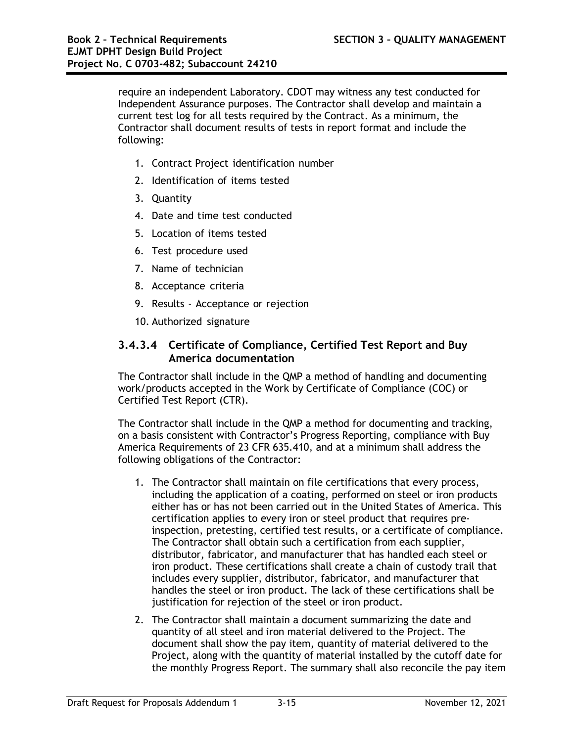require an independent Laboratory. CDOT may witness any test conducted for Independent Assurance purposes. The Contractor shall develop and maintain a current test log for all tests required by the Contract. As a minimum, the Contractor shall document results of tests in report format and include the following:

1. Contract Project identification number
2. Identification of items tested
3. Quantity
4. Date and time test conducted
5. Location of items tested
6. Test procedure used
7. Name of technician
8. Acceptance criteria
9. Results - Acceptance or rejection
10. Authorized signature

### 3.4.3.4 Certificate of Compliance, Certified Test Report and Buy America documentation

The Contractor shall include in the QMP a method of handling and documenting work/products accepted in the Work by Certificate of Compliance (COC) or Certified Test Report (CTR).

The Contractor shall include in the QMP a method for documenting and tracking, on a basis consistent with Contractor's Progress Reporting, compliance with Buy America Requirements of 23 CFR 635.410, and at a minimum shall address the following obligations of the Contractor:

1. The Contractor shall maintain on file certifications that every process, including the application of a coating, performed on steel or iron products either has or has not been carried out in the United States of America. This certification applies to every iron or steel product that requires pre-inspection, pretesting, certified test results, or a certificate of compliance. The Contractor shall obtain such a certification from each supplier, distributor, fabricator, and manufacturer that has handled each steel or iron product. These certifications shall create a chain of custody trail that includes every supplier, distributor, fabricator, and manufacturer that handles the steel or iron product. The lack of these certifications shall be justification for rejection of the steel or iron product.
2. The Contractor shall maintain a document summarizing the date and quantity of all steel and iron material delivered to the Project. The document shall show the pay item, quantity of material delivered to the Project, along with the quantity of material installed by the cutoff date for the monthly Progress Report. The summary shall also reconcile the pay item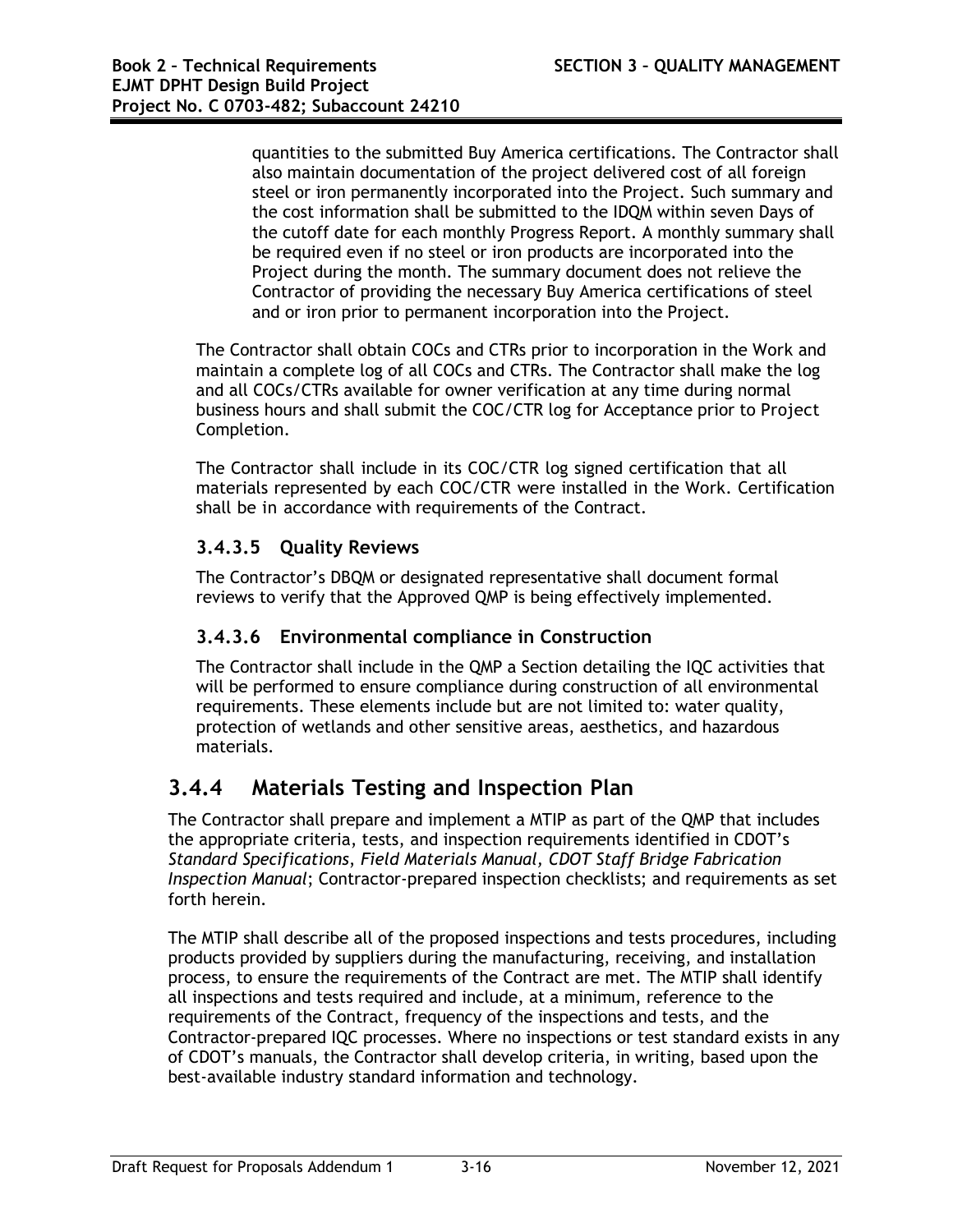quantities to the submitted Buy America certifications. The Contractor shall also maintain documentation of the project delivered cost of all foreign steel or iron permanently incorporated into the Project. Such summary and the cost information shall be submitted to the IDQM within seven Days of the cutoff date for each monthly Progress Report. A monthly summary shall be required even if no steel or iron products are incorporated into the Project during the month. The summary document does not relieve the Contractor of providing the necessary Buy America certifications of steel and or iron prior to permanent incorporation into the Project.

The Contractor shall obtain COCs and CTRs prior to incorporation in the Work and maintain a complete log of all COCs and CTRs. The Contractor shall make the log and all COCs/CTRs available for owner verification at any time during normal business hours and shall submit the COC/CTR log for Acceptance prior to Project Completion.

The Contractor shall include in its COC/CTR log signed certification that all materials represented by each COC/CTR were installed in the Work. Certification shall be in accordance with requirements of the Contract.

### 3.4.3.5 Quality Reviews

The Contractor's DBQM or designated representative shall document formal reviews to verify that the Approved QMP is being effectively implemented.

### 3.4.3.6 Environmental compliance in Construction

The Contractor shall include in the QMP a Section detailing the IQC activities that will be performed to ensure compliance during construction of all environmental requirements. These elements include but are not limited to: water quality, protection of wetlands and other sensitive areas, aesthetics, and hazardous materials.

## 3.4.4 Materials Testing and Inspection Plan

The Contractor shall prepare and implement a MTIP as part of the QMP that includes the appropriate criteria, tests, and inspection requirements identified in CDOT's *Standard Specifications*, *Field Materials Manual*, *CDOT Staff Bridge Fabrication Inspection Manual*; Contractor-prepared inspection checklists; and requirements as set forth herein.

The MTIP shall describe all of the proposed inspections and tests procedures, including products provided by suppliers during the manufacturing, receiving, and installation process, to ensure the requirements of the Contract are met. The MTIP shall identify all inspections and tests required and include, at a minimum, reference to the requirements of the Contract, frequency of the inspections and tests, and the Contractor-prepared IQC processes. Where no inspections or test standard exists in any of CDOT's manuals, the Contractor shall develop criteria, in writing, based upon the best-available industry standard information and technology.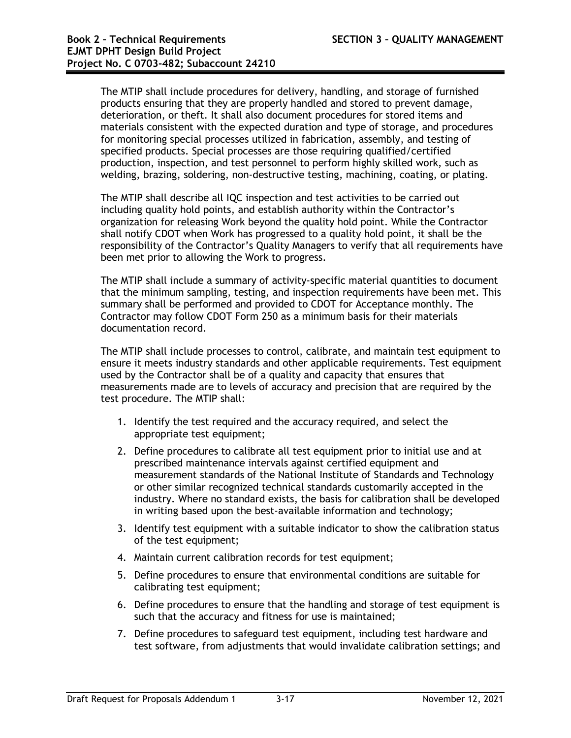The MTIP shall include procedures for delivery, handling, and storage of furnished products ensuring that they are properly handled and stored to prevent damage, deterioration, or theft. It shall also document procedures for stored items and materials consistent with the expected duration and type of storage, and procedures for monitoring special processes utilized in fabrication, assembly, and testing of specified products. Special processes are those requiring qualified/certified production, inspection, and test personnel to perform highly skilled work, such as welding, brazing, soldering, non-destructive testing, machining, coating, or plating.

The MTIP shall describe all IQC inspection and test activities to be carried out including quality hold points, and establish authority within the Contractor's organization for releasing Work beyond the quality hold point. While the Contractor shall notify CDOT when Work has progressed to a quality hold point, it shall be the responsibility of the Contractor's Quality Managers to verify that all requirements have been met prior to allowing the Work to progress.

The MTIP shall include a summary of activity-specific material quantities to document that the minimum sampling, testing, and inspection requirements have been met. This summary shall be performed and provided to CDOT for Acceptance monthly. The Contractor may follow CDOT Form 250 as a minimum basis for their materials documentation record.

The MTIP shall include processes to control, calibrate, and maintain test equipment to ensure it meets industry standards and other applicable requirements. Test equipment used by the Contractor shall be of a quality and capacity that ensures that measurements made are to levels of accuracy and precision that are required by the test procedure. The MTIP shall:

1. Identify the test required and the accuracy required, and select the appropriate test equipment;
2. Define procedures to calibrate all test equipment prior to initial use and at prescribed maintenance intervals against certified equipment and measurement standards of the National Institute of Standards and Technology or other similar recognized technical standards customarily accepted in the industry. Where no standard exists, the basis for calibration shall be developed in writing based upon the best-available information and technology;
3. Identify test equipment with a suitable indicator to show the calibration status of the test equipment;
4. Maintain current calibration records for test equipment;
5. Define procedures to ensure that environmental conditions are suitable for calibrating test equipment;
6. Define procedures to ensure that the handling and storage of test equipment is such that the accuracy and fitness for use is maintained;
7. Define procedures to safeguard test equipment, including test hardware and test software, from adjustments that would invalidate calibration settings; and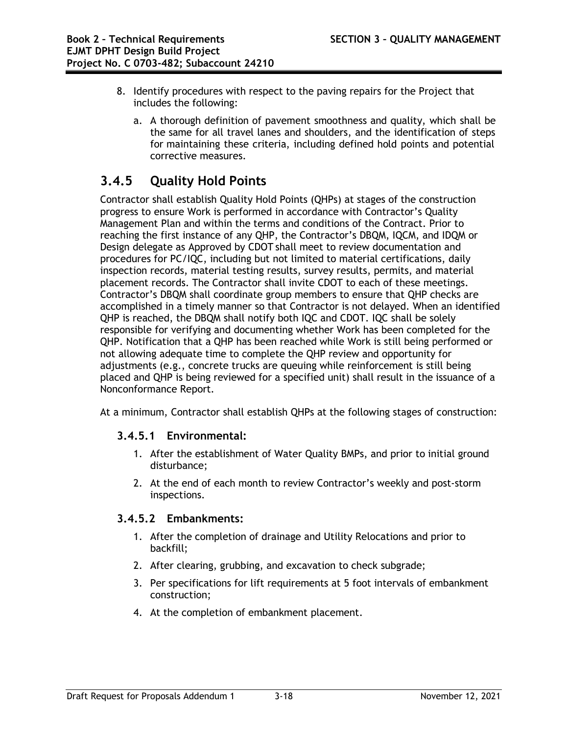8. Identify procedures with respect to the paving repairs for the Project that includes the following:
    a. A thorough definition of pavement smoothness and quality, which shall be the same for all travel lanes and shoulders, and the identification of steps for maintaining these criteria, including defined hold points and potential corrective measures.

## 3.4.5 Quality Hold Points

Contractor shall establish Quality Hold Points (QHPs) at stages of the construction progress to ensure Work is performed in accordance with Contractor's Quality Management Plan and within the terms and conditions of the Contract. Prior to reaching the first instance of any QHP, the Contractor's DBQM, IQCM, and IDQM or Design delegate as Approved by CDOT shall meet to review documentation and procedures for PC/IQC, including but not limited to material certifications, daily inspection records, material testing results, survey results, permits, and material placement records. The Contractor shall invite CDOT to each of these meetings. Contractor's DBQM shall coordinate group members to ensure that QHP checks are accomplished in a timely manner so that Contractor is not delayed. When an identified QHP is reached, the DBQM shall notify both IQC and CDOT. IQC shall be solely responsible for verifying and documenting whether Work has been completed for the QHP. Notification that a QHP has been reached while Work is still being performed or not allowing adequate time to complete the QHP review and opportunity for adjustments (e.g., concrete trucks are queuing while reinforcement is still being placed and QHP is being reviewed for a specified unit) shall result in the issuance of a Nonconformance Report.

At a minimum, Contractor shall establish QHPs at the following stages of construction:

### 3.4.5.1 Environmental:

1. After the establishment of Water Quality BMPs, and prior to initial ground disturbance;
2. At the end of each month to review Contractor's weekly and post-storm inspections.

### 3.4.5.2 Embankments:

1. After the completion of drainage and Utility Relocations and prior to backfill;
2. After clearing, grubbing, and excavation to check subgrade;
3. Per specifications for lift requirements at 5 foot intervals of embankment construction;
4. At the completion of embankment placement.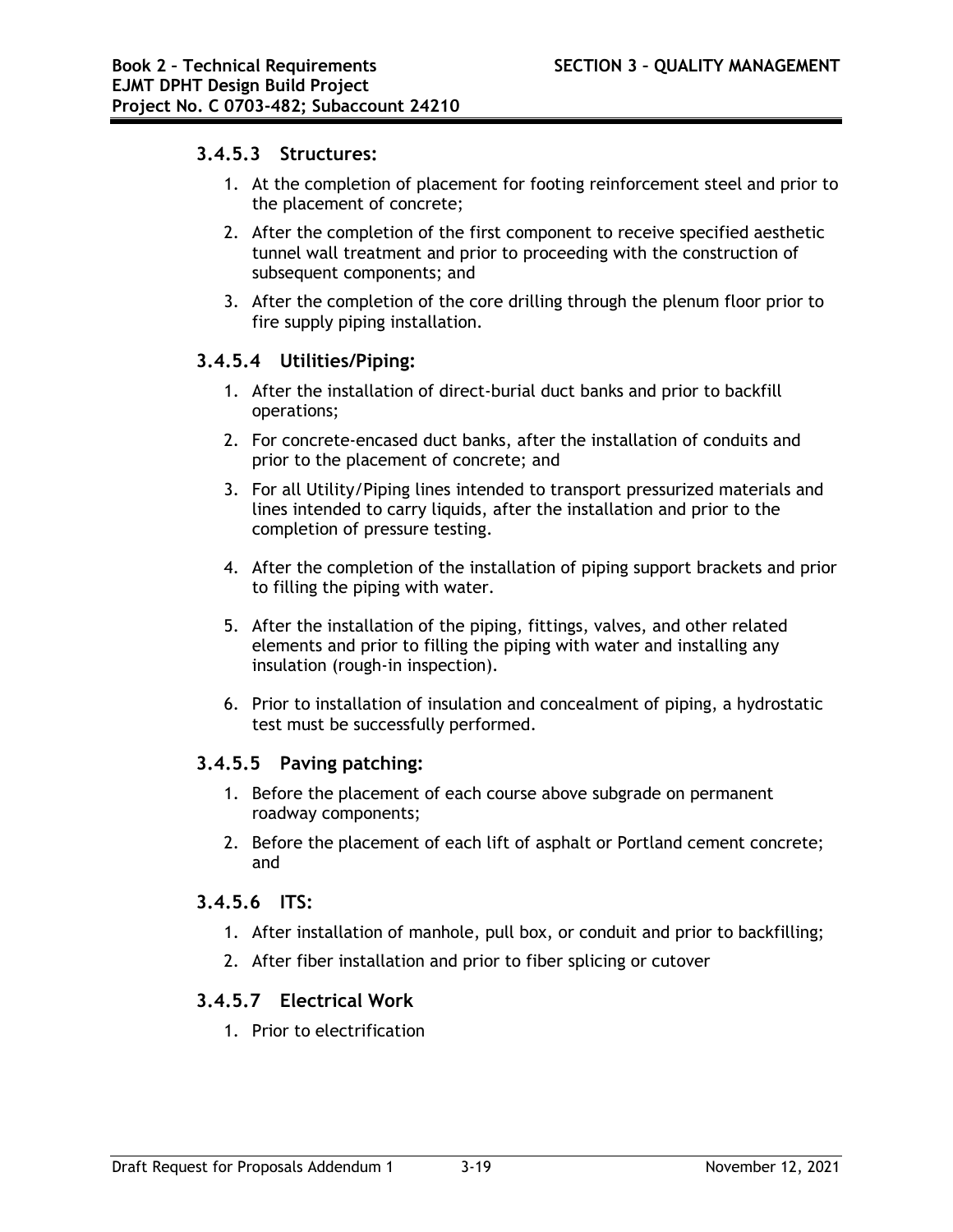### 3.4.5.3 Structures:

1. At the completion of placement for footing reinforcement steel and prior to the placement of concrete;
2. After the completion of the first component to receive specified aesthetic tunnel wall treatment and prior to proceeding with the construction of subsequent components; and
3. After the completion of the core drilling through the plenum floor prior to fire supply piping installation.

### 3.4.5.4 Utilities/Piping:

1. After the installation of direct-burial duct banks and prior to backfill operations;
2. For concrete-encased duct banks, after the installation of conduits and prior to the placement of concrete; and
3. For all Utility/Piping lines intended to transport pressurized materials and lines intended to carry liquids, after the installation and prior to the completion of pressure testing.
4. After the completion of the installation of piping support brackets and prior to filling the piping with water.
5. After the installation of the piping, fittings, valves, and other related elements and prior to filling the piping with water and installing any insulation (rough-in inspection).
6. Prior to installation of insulation and concealment of piping, a hydrostatic test must be successfully performed.

### 3.4.5.5 Paving patching:

1. Before the placement of each course above subgrade on permanent roadway components;
2. Before the placement of each lift of asphalt or Portland cement concrete; and

### 3.4.5.6 ITS:

1. After installation of manhole, pull box, or conduit and prior to backfilling;
2. After fiber installation and prior to fiber splicing or cutover

### 3.4.5.7 Electrical Work

1. Prior to electrification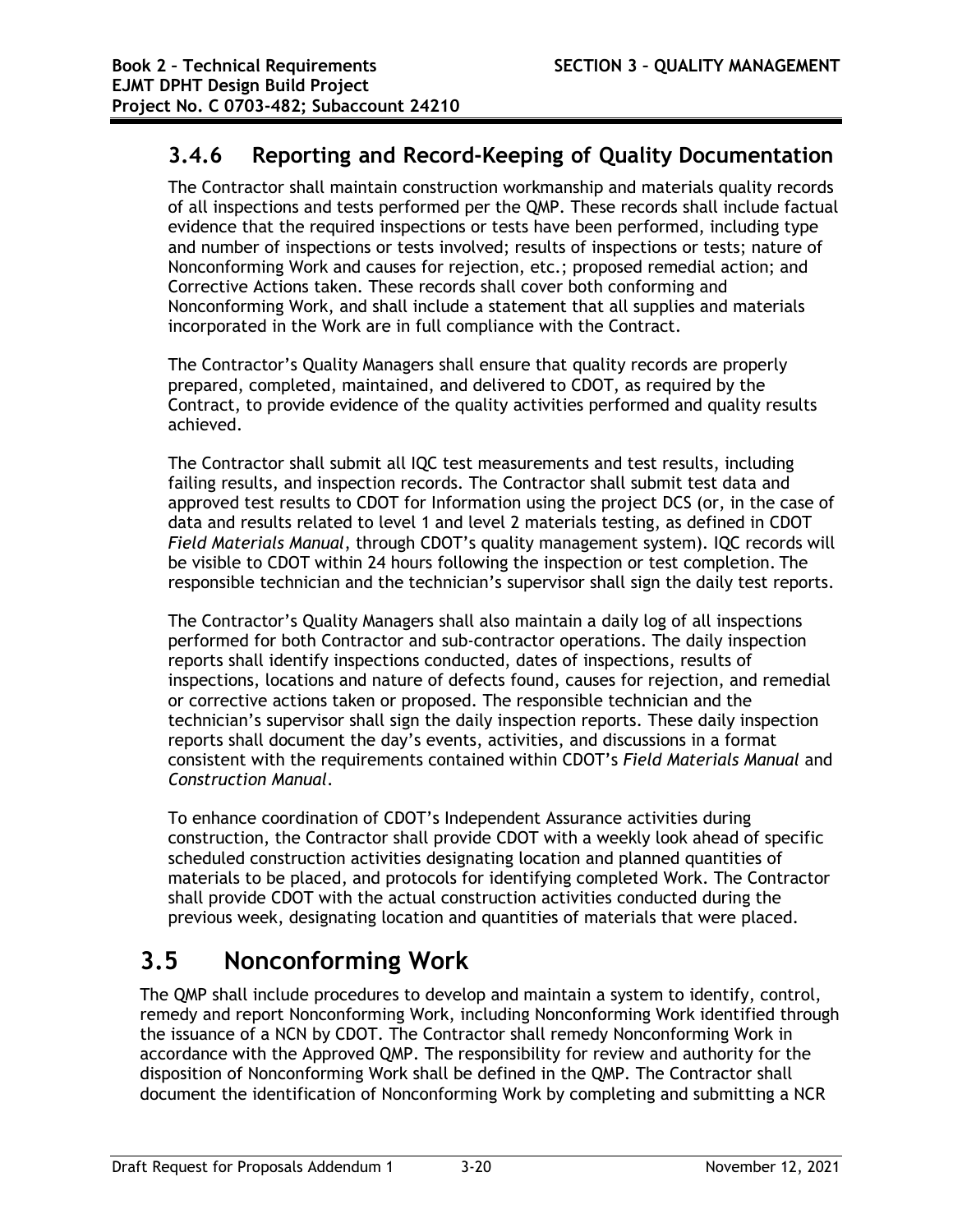### 3.4.6 Reporting and Record-Keeping of Quality Documentation

The Contractor shall maintain construction workmanship and materials quality records of all inspections and tests performed per the QMP. These records shall include factual evidence that the required inspections or tests have been performed, including type and number of inspections or tests involved; results of inspections or tests; nature of Nonconforming Work and causes for rejection, etc.; proposed remedial action; and Corrective Actions taken. These records shall cover both conforming and Nonconforming Work, and shall include a statement that all supplies and materials incorporated in the Work are in full compliance with the Contract.

The Contractor's Quality Managers shall ensure that quality records are properly prepared, completed, maintained, and delivered to CDOT, as required by the Contract, to provide evidence of the quality activities performed and quality results achieved.

The Contractor shall submit all IQC test measurements and test results, including failing results, and inspection records. The Contractor shall submit test data and approved test results to CDOT for Information using the project DCS (or, in the case of data and results related to level 1 and level 2 materials testing, as defined in CDOT *Field Materials Manual*, through CDOT's quality management system). IQC records will be visible to CDOT within 24 hours following the inspection or test completion. The responsible technician and the technician's supervisor shall sign the daily test reports.

The Contractor's Quality Managers shall also maintain a daily log of all inspections performed for both Contractor and sub-contractor operations. The daily inspection reports shall identify inspections conducted, dates of inspections, results of inspections, locations and nature of defects found, causes for rejection, and remedial or corrective actions taken or proposed. The responsible technician and the technician's supervisor shall sign the daily inspection reports. These daily inspection reports shall document the day's events, activities, and discussions in a format consistent with the requirements contained within CDOT's *Field Materials Manual* and *Construction Manual*.

To enhance coordination of CDOT's Independent Assurance activities during construction, the Contractor shall provide CDOT with a weekly look ahead of specific scheduled construction activities designating location and planned quantities of materials to be placed, and protocols for identifying completed Work. The Contractor shall provide CDOT with the actual construction activities conducted during the previous week, designating location and quantities of materials that were placed.

## 3.5 Nonconforming Work

The QMP shall include procedures to develop and maintain a system to identify, control, remedy and report Nonconforming Work, including Nonconforming Work identified through the issuance of a NCN by CDOT. The Contractor shall remedy Nonconforming Work in accordance with the Approved QMP. The responsibility for review and authority for the disposition of Nonconforming Work shall be defined in the QMP. The Contractor shall document the identification of Nonconforming Work by completing and submitting a NCR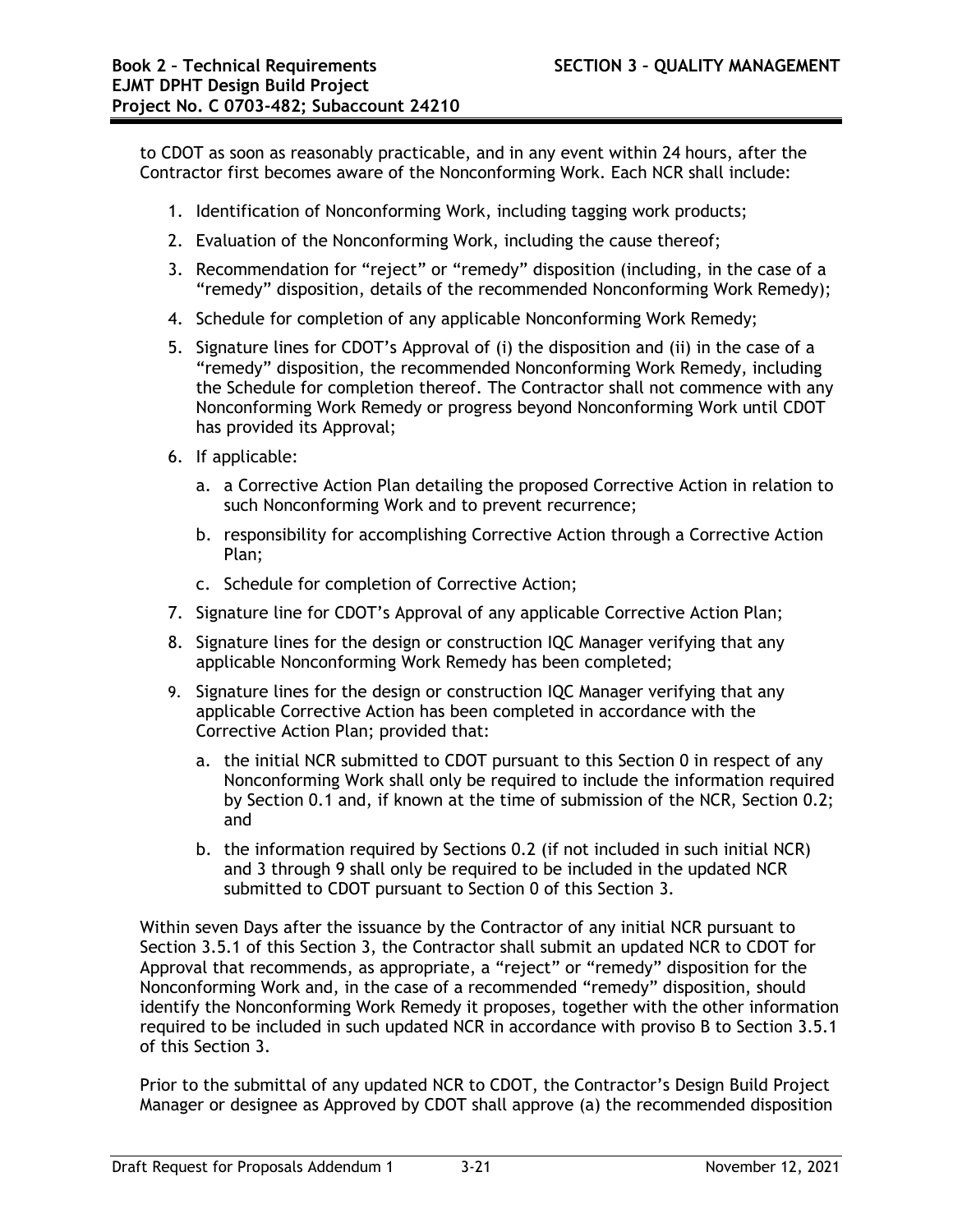to CDOT as soon as reasonably practicable, and in any event within 24 hours, after the Contractor first becomes aware of the Nonconforming Work. Each NCR shall include:

1. Identification of Nonconforming Work, including tagging work products;
2. Evaluation of the Nonconforming Work, including the cause thereof;
3. Recommendation for "reject" or "remedy" disposition (including, in the case of a "remedy" disposition, details of the recommended Nonconforming Work Remedy);
4. Schedule for completion of any applicable Nonconforming Work Remedy;
5. Signature lines for CDOT's Approval of (i) the disposition and (ii) in the case of a "remedy" disposition, the recommended Nonconforming Work Remedy, including the Schedule for completion thereof. The Contractor shall not commence with any Nonconforming Work Remedy or progress beyond Nonconforming Work until CDOT has provided its Approval;
6. If applicable:
   a. a Corrective Action Plan detailing the proposed Corrective Action in relation to such Nonconforming Work and to prevent recurrence;
   b. responsibility for accomplishing Corrective Action through a Corrective Action Plan;
   c. Schedule for completion of Corrective Action;
7. Signature line for CDOT's Approval of any applicable Corrective Action Plan;
8. Signature lines for the design or construction IQC Manager verifying that any applicable Nonconforming Work Remedy has been completed;
9. Signature lines for the design or construction IQC Manager verifying that any applicable Corrective Action has been completed in accordance with the Corrective Action Plan; provided that:
   a. the initial NCR submitted to CDOT pursuant to this Section 0 in respect of any Nonconforming Work shall only be required to include the information required by Section 0.1 and, if known at the time of submission of the NCR, Section 0.2; and
   b. the information required by Sections 0.2 (if not included in such initial NCR) and 3 through 9 shall only be required to be included in the updated NCR submitted to CDOT pursuant to Section 0 of this Section 3.

Within seven Days after the issuance by the Contractor of any initial NCR pursuant to Section 3.5.1 of this Section 3, the Contractor shall submit an updated NCR to CDOT for Approval that recommends, as appropriate, a "reject" or "remedy" disposition for the Nonconforming Work and, in the case of a recommended "remedy" disposition, should identify the Nonconforming Work Remedy it proposes, together with the other information required to be included in such updated NCR in accordance with proviso B to Section 3.5.1 of this Section 3.

Prior to the submittal of any updated NCR to CDOT, the Contractor's Design Build Project Manager or designee as Approved by CDOT shall approve (a) the recommended disposition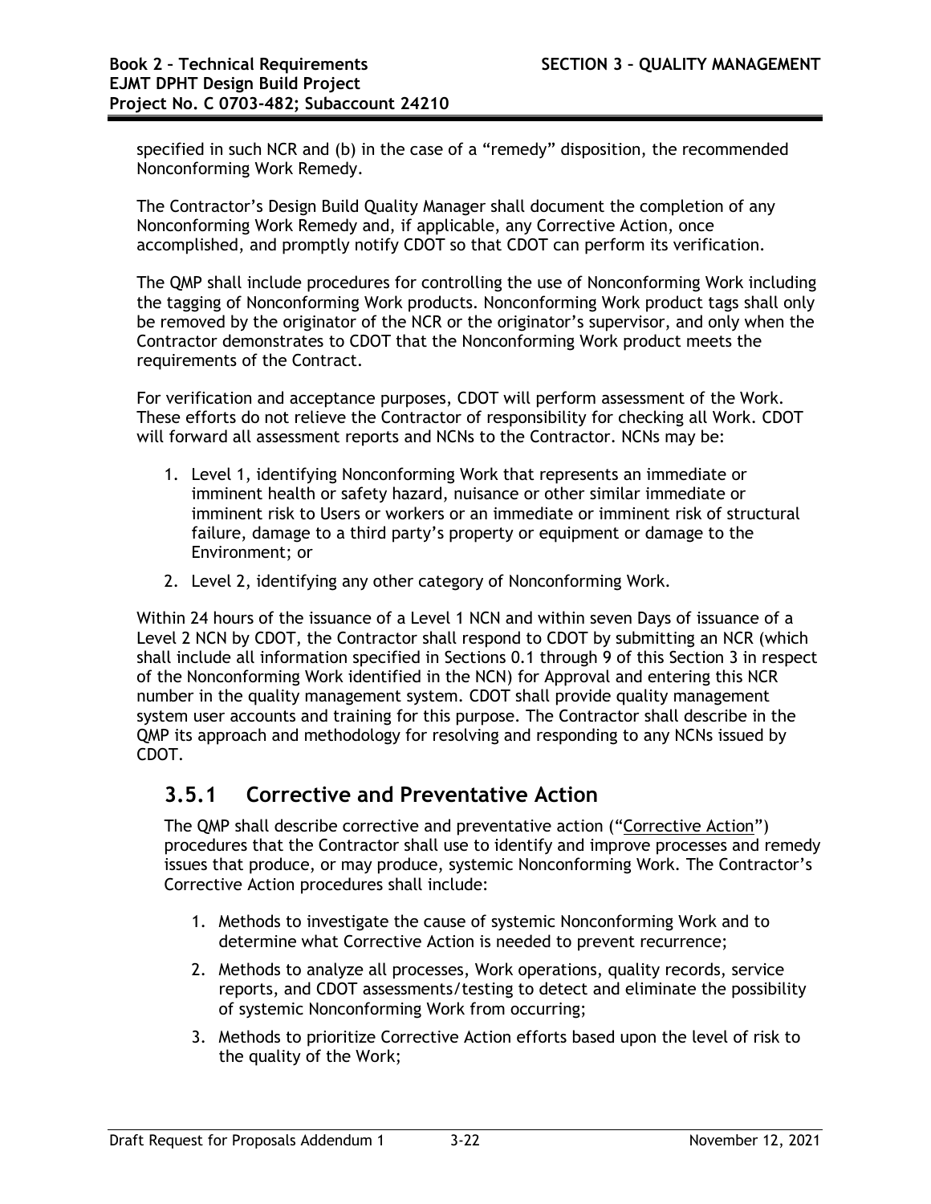specified in such NCR and (b) in the case of a "remedy" disposition, the recommended Nonconforming Work Remedy.

The Contractor's Design Build Quality Manager shall document the completion of any Nonconforming Work Remedy and, if applicable, any Corrective Action, once accomplished, and promptly notify CDOT so that CDOT can perform its verification.

The QMP shall include procedures for controlling the use of Nonconforming Work including the tagging of Nonconforming Work products. Nonconforming Work product tags shall only be removed by the originator of the NCR or the originator's supervisor, and only when the Contractor demonstrates to CDOT that the Nonconforming Work product meets the requirements of the Contract.

For verification and acceptance purposes, CDOT will perform assessment of the Work. These efforts do not relieve the Contractor of responsibility for checking all Work. CDOT will forward all assessment reports and NCNs to the Contractor. NCNs may be:

1. Level 1, identifying Nonconforming Work that represents an immediate or imminent health or safety hazard, nuisance or other similar immediate or imminent risk to Users or workers or an immediate or imminent risk of structural failure, damage to a third party's property or equipment or damage to the Environment; or
2. Level 2, identifying any other category of Nonconforming Work.

Within 24 hours of the issuance of a Level 1 NCN and within seven Days of issuance of a Level 2 NCN by CDOT, the Contractor shall respond to CDOT by submitting an NCR (which shall include all information specified in Sections 0.1 through 9 of this Section 3 in respect of the Nonconforming Work identified in the NCN) for Approval and entering this NCR number in the quality management system. CDOT shall provide quality management system user accounts and training for this purpose. The Contractor shall describe in the QMP its approach and methodology for resolving and responding to any NCNs issued by CDOT.

## 3.5.1 Corrective and Preventative Action

The QMP shall describe corrective and preventative action ("Corrective Action") procedures that the Contractor shall use to identify and improve processes and remedy issues that produce, or may produce, systemic Nonconforming Work. The Contractor's Corrective Action procedures shall include:

1. Methods to investigate the cause of systemic Nonconforming Work and to determine what Corrective Action is needed to prevent recurrence;
2. Methods to analyze all processes, Work operations, quality records, service reports, and CDOT assessments/testing to detect and eliminate the possibility of systemic Nonconforming Work from occurring;
3. Methods to prioritize Corrective Action efforts based upon the level of risk to the quality of the Work;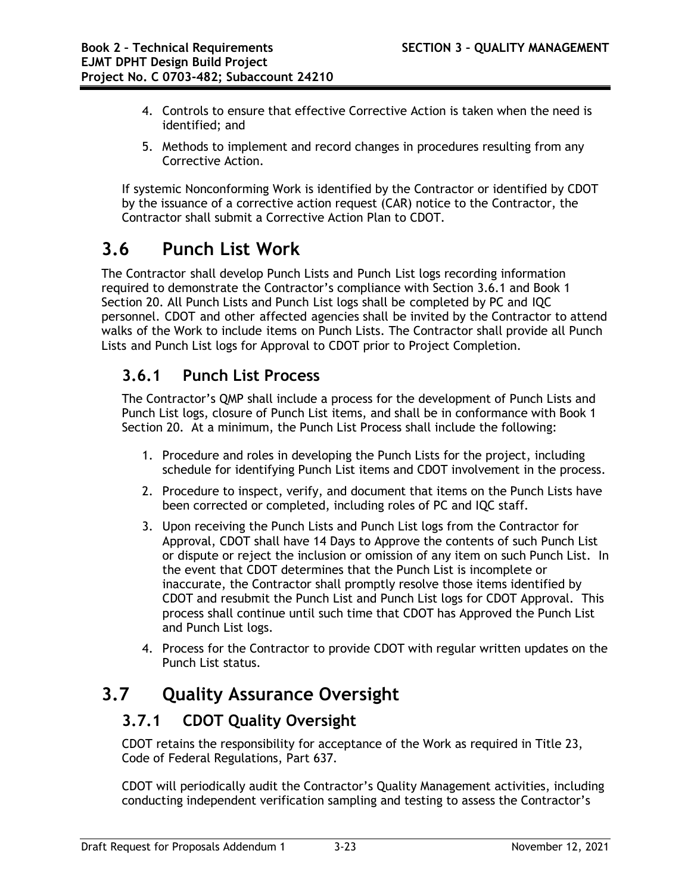4. Controls to ensure that effective Corrective Action is taken when the need is identified; and
5. Methods to implement and record changes in procedures resulting from any Corrective Action.

If systemic Nonconforming Work is identified by the Contractor or identified by CDOT by the issuance of a corrective action request (CAR) notice to the Contractor, the Contractor shall submit a Corrective Action Plan to CDOT.

# 3.6 Punch List Work

The Contractor shall develop Punch Lists and Punch List logs recording information required to demonstrate the Contractor's compliance with Section 3.6.1 and Book 1 Section 20. All Punch Lists and Punch List logs shall be completed by PC and IQC personnel. CDOT and other affected agencies shall be invited by the Contractor to attend walks of the Work to include items on Punch Lists. The Contractor shall provide all Punch Lists and Punch List logs for Approval to CDOT prior to Project Completion.

## 3.6.1 Punch List Process

The Contractor's QMP shall include a process for the development of Punch Lists and Punch List logs, closure of Punch List items, and shall be in conformance with Book 1 Section 20. At a minimum, the Punch List Process shall include the following:

1. Procedure and roles in developing the Punch Lists for the project, including schedule for identifying Punch List items and CDOT involvement in the process.
2. Procedure to inspect, verify, and document that items on the Punch Lists have been corrected or completed, including roles of PC and IQC staff.
3. Upon receiving the Punch Lists and Punch List logs from the Contractor for Approval, CDOT shall have 14 Days to Approve the contents of such Punch List or dispute or reject the inclusion or omission of any item on such Punch List. In the event that CDOT determines that the Punch List is incomplete or inaccurate, the Contractor shall promptly resolve those items identified by CDOT and resubmit the Punch List and Punch List logs for CDOT Approval. This process shall continue until such time that CDOT has Approved the Punch List and Punch List logs.
4. Process for the Contractor to provide CDOT with regular written updates on the Punch List status.

# 3.7 Quality Assurance Oversight

## 3.7.1 CDOT Quality Oversight

CDOT retains the responsibility for acceptance of the Work as required in Title 23, Code of Federal Regulations, Part 637.

CDOT will periodically audit the Contractor's Quality Management activities, including conducting independent verification sampling and testing to assess the Contractor's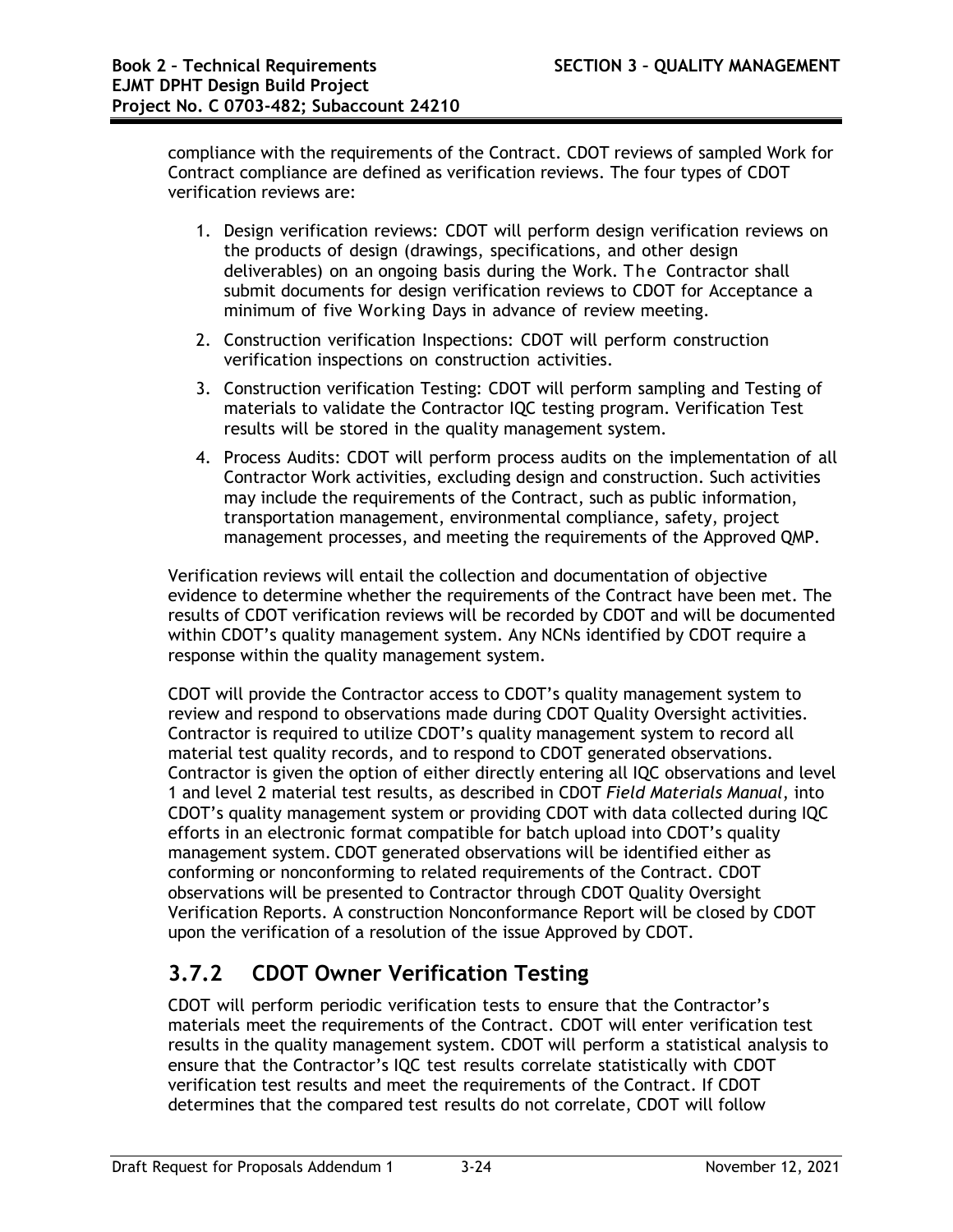compliance with the requirements of the Contract. CDOT reviews of sampled Work for Contract compliance are defined as verification reviews. The four types of CDOT verification reviews are:

1. Design verification reviews: CDOT will perform design verification reviews on the products of design (drawings, specifications, and other design deliverables) on an ongoing basis during the Work. The Contractor shall submit documents for design verification reviews to CDOT for Acceptance a minimum of five Working Days in advance of review meeting.
2. Construction verification Inspections: CDOT will perform construction verification inspections on construction activities.
3. Construction verification Testing: CDOT will perform sampling and Testing of materials to validate the Contractor IQC testing program. Verification Test results will be stored in the quality management system.
4. Process Audits: CDOT will perform process audits on the implementation of all Contractor Work activities, excluding design and construction. Such activities may include the requirements of the Contract, such as public information, transportation management, environmental compliance, safety, project management processes, and meeting the requirements of the Approved QMP.

Verification reviews will entail the collection and documentation of objective evidence to determine whether the requirements of the Contract have been met. The results of CDOT verification reviews will be recorded by CDOT and will be documented within CDOT's quality management system. Any NCNs identified by CDOT require a response within the quality management system.

CDOT will provide the Contractor access to CDOT's quality management system to review and respond to observations made during CDOT Quality Oversight activities. Contractor is required to utilize CDOT's quality management system to record all material test quality records, and to respond to CDOT generated observations. Contractor is given the option of either directly entering all IQC observations and level 1 and level 2 material test results, as described in CDOT *Field Materials Manual*, into CDOT's quality management system or providing CDOT with data collected during IQC efforts in an electronic format compatible for batch upload into CDOT's quality management system. CDOT generated observations will be identified either as conforming or nonconforming to related requirements of the Contract. CDOT observations will be presented to Contractor through CDOT Quality Oversight Verification Reports. A construction Nonconformance Report will be closed by CDOT upon the verification of a resolution of the issue Approved by CDOT.

## 3.7.2 CDOT Owner Verification Testing

CDOT will perform periodic verification tests to ensure that the Contractor's materials meet the requirements of the Contract. CDOT will enter verification test results in the quality management system. CDOT will perform a statistical analysis to ensure that the Contractor's IQC test results correlate statistically with CDOT verification test results and meet the requirements of the Contract. If CDOT determines that the compared test results do not correlate, CDOT will follow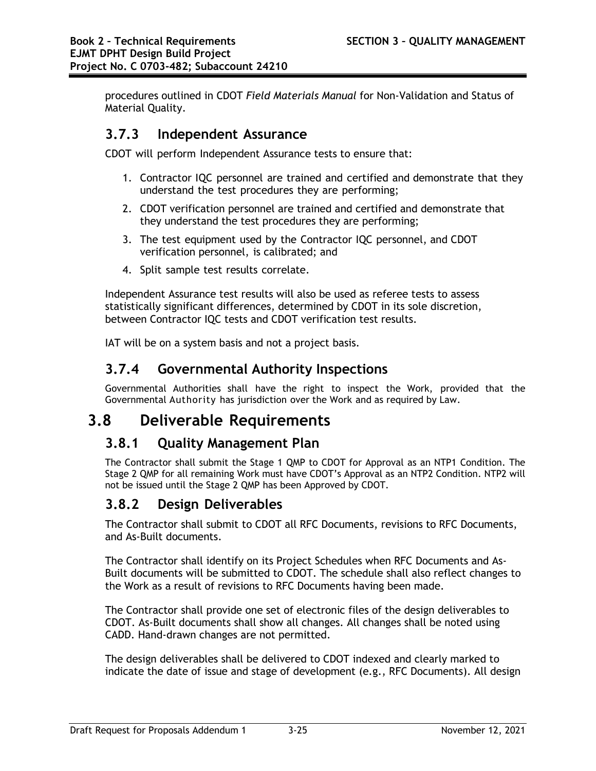procedures outlined in CDOT *Field Materials Manual* for Non-Validation and Status of Material Quality.

### 3.7.3 Independent Assurance

CDOT will perform Independent Assurance tests to ensure that:

1. Contractor IQC personnel are trained and certified and demonstrate that they understand the test procedures they are performing;
2. CDOT verification personnel are trained and certified and demonstrate that they understand the test procedures they are performing;
3. The test equipment used by the Contractor IQC personnel, and CDOT verification personnel, is calibrated; and
4. Split sample test results correlate.

Independent Assurance test results will also be used as referee tests to assess statistically significant differences, determined by CDOT in its sole discretion, between Contractor IQC tests and CDOT verification test results.

IAT will be on a system basis and not a project basis.

### 3.7.4 Governmental Authority Inspections

Governmental Authorities shall have the right to inspect the Work, provided that the Governmental Authority has jurisdiction over the Work and as required by Law.

## 3.8 Deliverable Requirements

### 3.8.1 Quality Management Plan

The Contractor shall submit the Stage 1 QMP to CDOT for Approval as an NTP1 Condition. The Stage 2 QMP for all remaining Work must have CDOT's Approval as an NTP2 Condition. NTP2 will not be issued until the Stage 2 QMP has been Approved by CDOT.

### 3.8.2 Design Deliverables

The Contractor shall submit to CDOT all RFC Documents, revisions to RFC Documents, and As-Built documents.

The Contractor shall identify on its Project Schedules when RFC Documents and As-Built documents will be submitted to CDOT. The schedule shall also reflect changes to the Work as a result of revisions to RFC Documents having been made.

The Contractor shall provide one set of electronic files of the design deliverables to CDOT. As-Built documents shall show all changes. All changes shall be noted using CADD. Hand-drawn changes are not permitted.

The design deliverables shall be delivered to CDOT indexed and clearly marked to indicate the date of issue and stage of development (e.g., RFC Documents). All design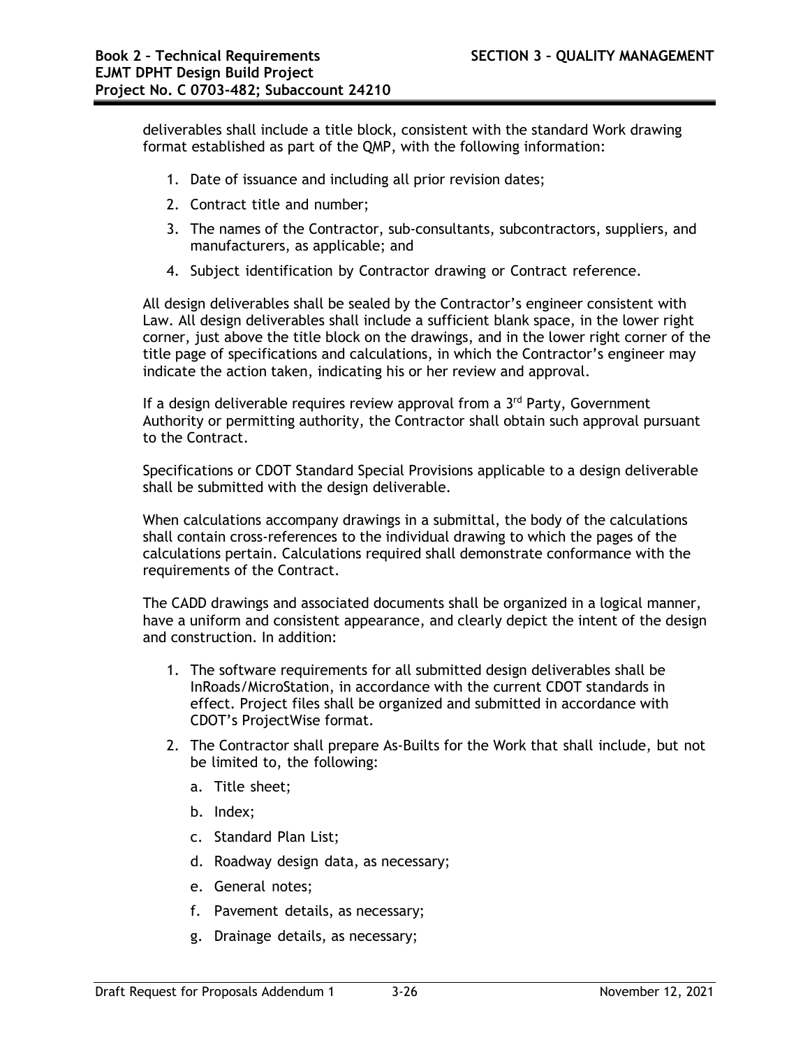deliverables shall include a title block, consistent with the standard Work drawing format established as part of the QMP, with the following information:

1. Date of issuance and including all prior revision dates;
2. Contract title and number;
3. The names of the Contractor, sub-consultants, subcontractors, suppliers, and manufacturers, as applicable; and
4. Subject identification by Contractor drawing or Contract reference.

All design deliverables shall be sealed by the Contractor's engineer consistent with Law. All design deliverables shall include a sufficient blank space, in the lower right corner, just above the title block on the drawings, and in the lower right corner of the title page of specifications and calculations, in which the Contractor's engineer may indicate the action taken, indicating his or her review and approval.

If a design deliverable requires review approval from a 3rd Party, Government Authority or permitting authority, the Contractor shall obtain such approval pursuant to the Contract.

Specifications or CDOT Standard Special Provisions applicable to a design deliverable shall be submitted with the design deliverable.

When calculations accompany drawings in a submittal, the body of the calculations shall contain cross-references to the individual drawing to which the pages of the calculations pertain. Calculations required shall demonstrate conformance with the requirements of the Contract.

The CADD drawings and associated documents shall be organized in a logical manner, have a uniform and consistent appearance, and clearly depict the intent of the design and construction. In addition:

1. The software requirements for all submitted design deliverables shall be InRoads/MicroStation, in accordance with the current CDOT standards in effect. Project files shall be organized and submitted in accordance with CDOT's ProjectWise format.
2. The Contractor shall prepare As-Builts for the Work that shall include, but not be limited to, the following:
   a. Title sheet;
   b. Index;
   c. Standard Plan List;
   d. Roadway design data, as necessary;
   e. General notes;
   f. Pavement details, as necessary;
   g. Drainage details, as necessary;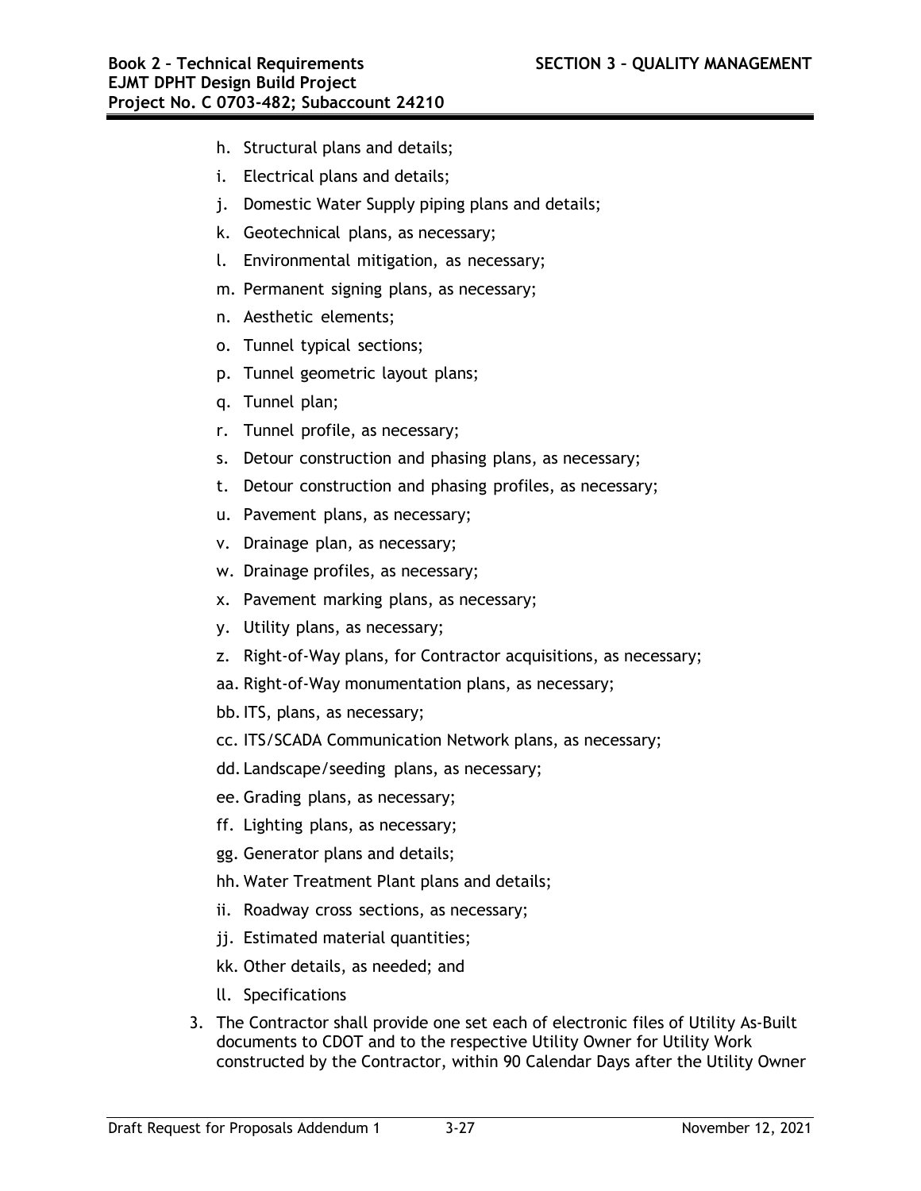h. Structural plans and details;
i. Electrical plans and details;
j. Domestic Water Supply piping plans and details;
k. Geotechnical plans, as necessary;
l. Environmental mitigation, as necessary;
m. Permanent signing plans, as necessary;
n. Aesthetic elements;
o. Tunnel typical sections;
p. Tunnel geometric layout plans;
q. Tunnel plan;
r. Tunnel profile, as necessary;
s. Detour construction and phasing plans, as necessary;
t. Detour construction and phasing profiles, as necessary;
u. Pavement plans, as necessary;
v. Drainage plan, as necessary;
w. Drainage profiles, as necessary;
x. Pavement marking plans, as necessary;
y. Utility plans, as necessary;
z. Right-of-Way plans, for Contractor acquisitions, as necessary;
aa. Right-of-Way monumentation plans, as necessary;
bb. ITS, plans, as necessary;
cc. ITS/SCADA Communication Network plans, as necessary;
dd. Landscape/seeding plans, as necessary;
ee. Grading plans, as necessary;
ff. Lighting plans, as necessary;
gg. Generator plans and details;
hh. Water Treatment Plant plans and details;
ii. Roadway cross sections, as necessary;
jj. Estimated material quantities;
kk. Other details, as needed; and
ll. Specifications

3. The Contractor shall provide one set each of electronic files of Utility As-Built documents to CDOT and to the respective Utility Owner for Utility Work constructed by the Contractor, within 90 Calendar Days after the Utility Owner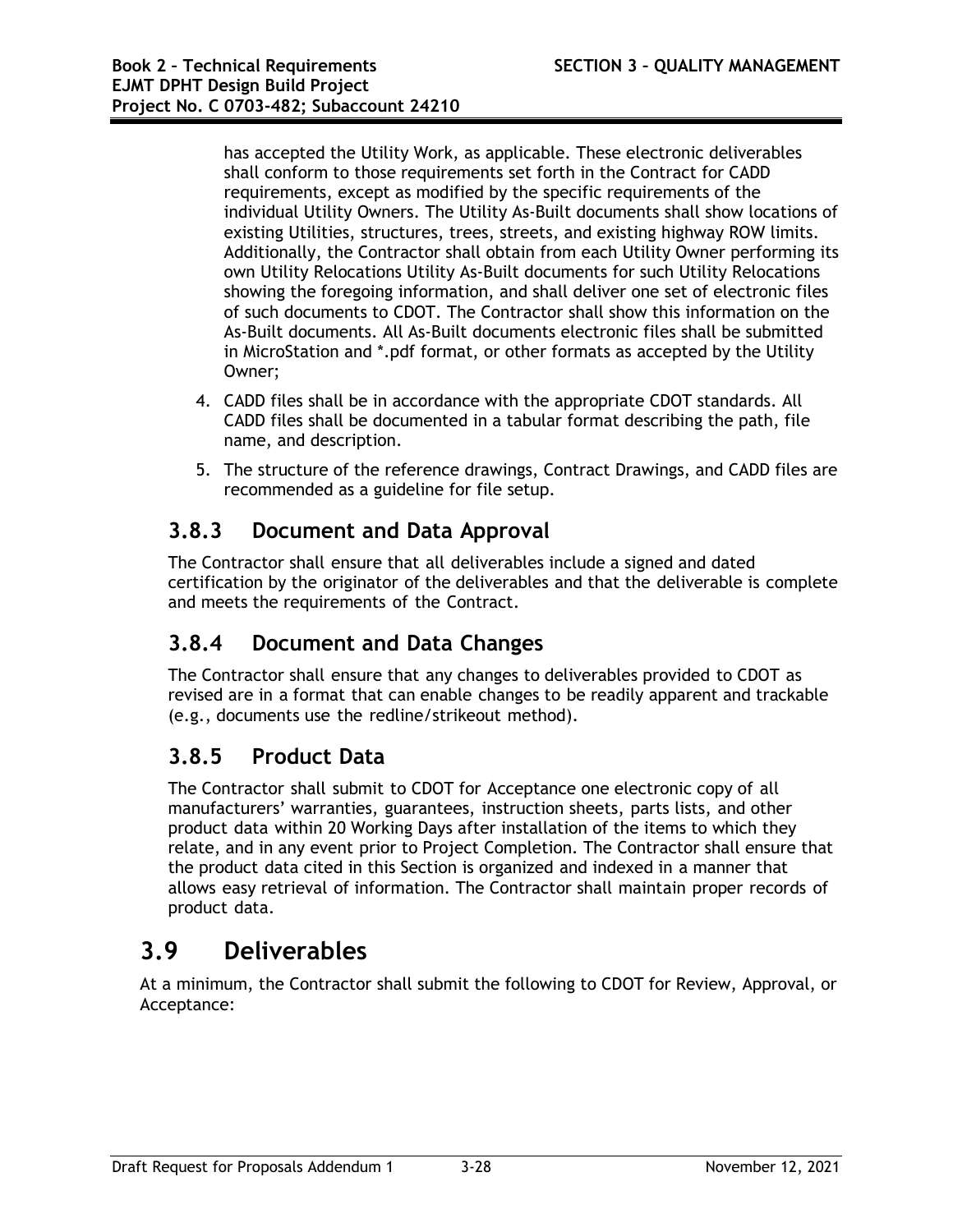has accepted the Utility Work, as applicable. These electronic deliverables shall conform to those requirements set forth in the Contract for CADD requirements, except as modified by the specific requirements of the individual Utility Owners. The Utility As-Built documents shall show locations of existing Utilities, structures, trees, streets, and existing highway ROW limits. Additionally, the Contractor shall obtain from each Utility Owner performing its own Utility Relocations Utility As-Built documents for such Utility Relocations showing the foregoing information, and shall deliver one set of electronic files of such documents to CDOT. The Contractor shall show this information on the As-Built documents. All As-Built documents electronic files shall be submitted in MicroStation and *.pdf format, or other formats as accepted by the Utility Owner;

4. CADD files shall be in accordance with the appropriate CDOT standards. All CADD files shall be documented in a tabular format describing the path, file name, and description.
5. The structure of the reference drawings, Contract Drawings, and CADD files are recommended as a guideline for file setup.

### 3.8.3 Document and Data Approval

The Contractor shall ensure that all deliverables include a signed and dated certification by the originator of the deliverables and that the deliverable is complete and meets the requirements of the Contract.

### 3.8.4 Document and Data Changes

The Contractor shall ensure that any changes to deliverables provided to CDOT as revised are in a format that can enable changes to be readily apparent and trackable (e.g., documents use the redline/strikeout method).

### 3.8.5 Product Data

The Contractor shall submit to CDOT for Acceptance one electronic copy of all manufacturers' warranties, guarantees, instruction sheets, parts lists, and other product data within 20 Working Days after installation of the items to which they relate, and in any event prior to Project Completion. The Contractor shall ensure that the product data cited in this Section is organized and indexed in a manner that allows easy retrieval of information. The Contractor shall maintain proper records of product data.

## 3.9 Deliverables

At a minimum, the Contractor shall submit the following to CDOT for Review, Approval, or Acceptance: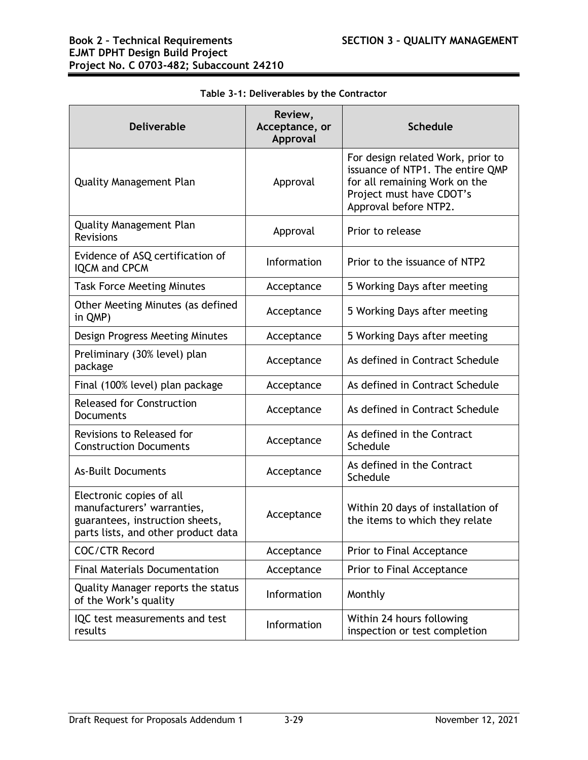Table 3-1: Deliverables by the Contractor

| Deliverable | Review, Acceptance, or Approval | Schedule |
|---|---|---|
| Quality Management Plan | Approval | For design related Work, prior to issuance of NTP1. The entire QMP for all remaining Work on the Project must have CDOT's Approval before NTP2. |
| Quality Management Plan Revisions | Approval | Prior to release |
| Evidence of ASQ certification of IQCM and CPCM | Information | Prior to the issuance of NTP2 |
| Task Force Meeting Minutes | Acceptance | 5 Working Days after meeting |
| Other Meeting Minutes (as defined in QMP) | Acceptance | 5 Working Days after meeting |
| Design Progress Meeting Minutes | Acceptance | 5 Working Days after meeting |
| Preliminary (30% level) plan package | Acceptance | As defined in Contract Schedule |
| Final (100% level) plan package | Acceptance | As defined in Contract Schedule |
| Released for Construction Documents | Acceptance | As defined in Contract Schedule |
| Revisions to Released for Construction Documents | Acceptance | As defined in the Contract Schedule |
| As-Built Documents | Acceptance | As defined in the Contract Schedule |
| Electronic copies of all manufacturers' warranties, guarantees, instruction sheets, parts lists, and other product data | Acceptance | Within 20 days of installation of the items to which they relate |
| COC/CTR Record | Acceptance | Prior to Final Acceptance |
| Final Materials Documentation | Acceptance | Prior to Final Acceptance |
| Quality Manager reports the status of the Work's quality | Information | Monthly |
| IQC test measurements and test results | Information | Within 24 hours following inspection or test completion |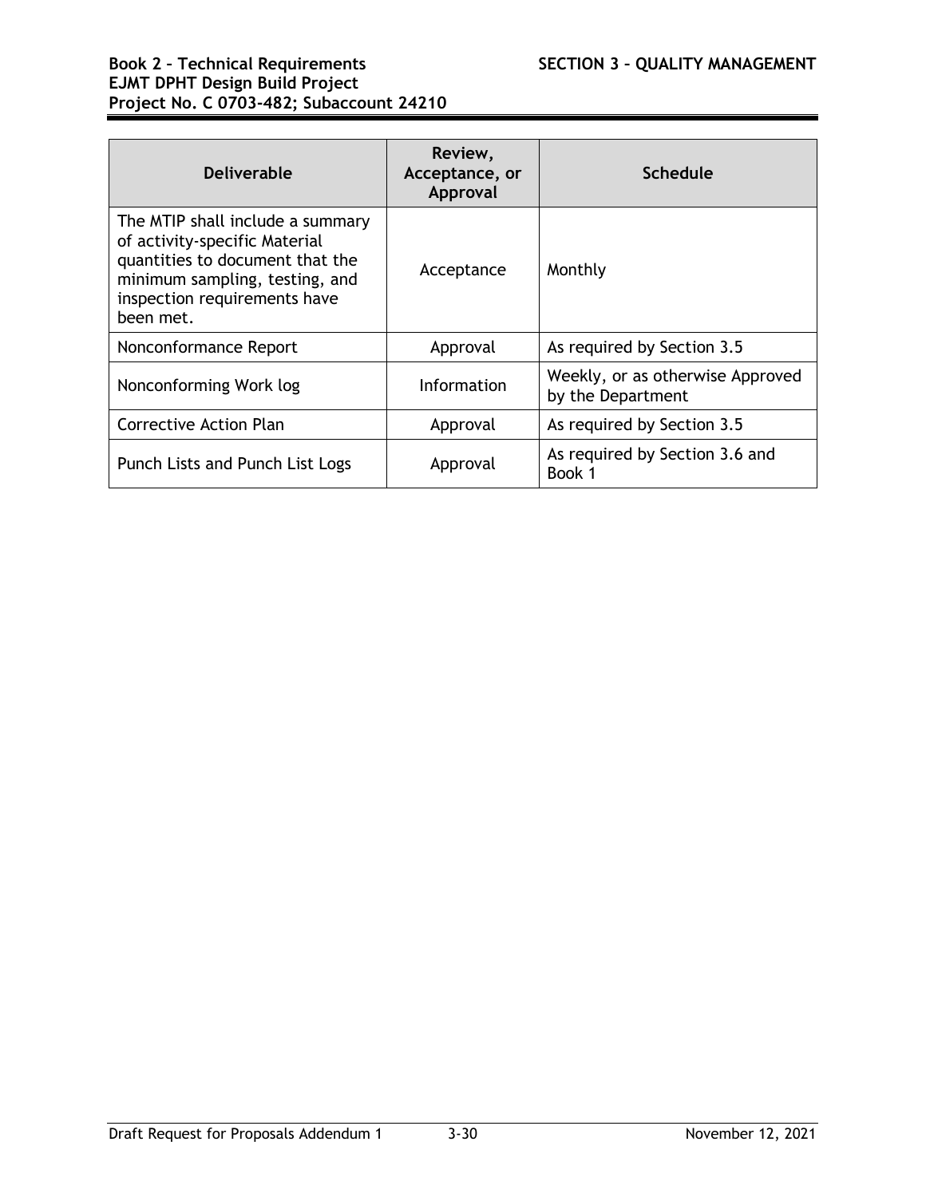| Deliverable | Review, Acceptance, or Approval | Schedule |
|---|---|---|
| The MTIP shall include a summary of activity-specific Material quantities to document that the minimum sampling, testing, and inspection requirements have been met. | Acceptance | Monthly |
| Nonconformance Report | Approval | As required by Section 3.5 |
| Nonconforming Work log | Information | Weekly, or as otherwise Approved by the Department |
| Corrective Action Plan | Approval | As required by Section 3.5 |
| Punch Lists and Punch List Logs | Approval | As required by Section 3.6 and Book 1 |